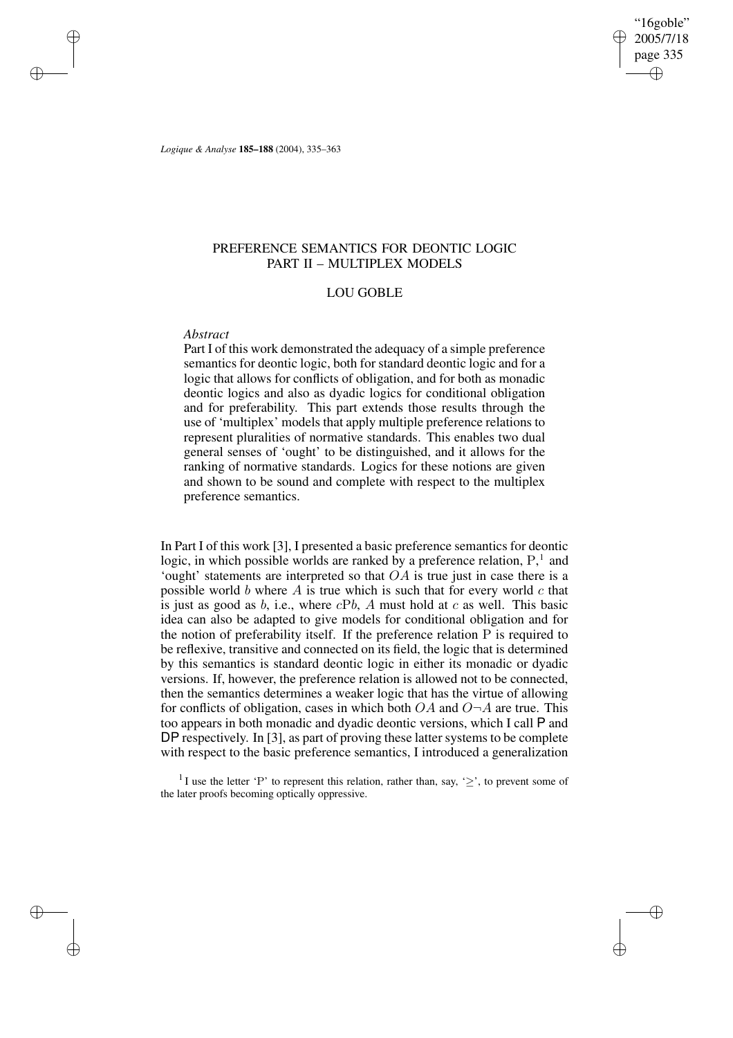*Logique & Analyse* **185–188** (2004), 335–363

# PREFERENCE SEMANTICS FOR DEONTIC LOGIC
## PART II – MULTIPLEX MODELS

### LOU GOBLE

*Abstract*

Part I of this work demonstrated the adequacy of a simple preference semantics for deontic logic, both for standard deontic logic and for a logic that allows for conflicts of obligation, and for both as monadic deontic logics and also as dyadic logics for conditional obligation and for preferability. This part extends those results through the use of 'multiplex' models that apply multiple preference relations to represent pluralities of normative standards. This enables two dual general senses of 'ought' to be distinguished, and it allows for the ranking of normative standards. Logics for these notions are given and shown to be sound and complete with respect to the multiplex preference semantics.

In Part I of this work [3], I presented a basic preference semantics for deontic logic, in which possible worlds are ranked by a preference relation, P,[1] and 'ought' statements are interpreted so that $OA$ is true just in case there is a possible world $b$ where $A$ is true which is such that for every world $c$ that is just as good as $b$, i.e., where $c\mathrm{P}b$, $A$ must hold at $c$ as well. This basic idea can also be adapted to give models for conditional obligation and for the notion of preferability itself. If the preference relation P is required to be reflexive, transitive and connected on its field, the logic that is determined by this semantics is standard deontic logic in either its monadic or dyadic versions. If, however, the preference relation is allowed not to be connected, then the semantics determines a weaker logic that has the virtue of allowing for conflicts of obligation, cases in which both $OA$ and $O\neg A$ are true. This too appears in both monadic and dyadic deontic versions, which I call P and DP respectively. In [3], as part of proving these latter systems to be complete with respect to the basic preference semantics, I introduced a generalization

[1] I use the letter 'P' to represent this relation, rather than, say, '$\geq$', to prevent some of the later proofs becoming optically oppressive.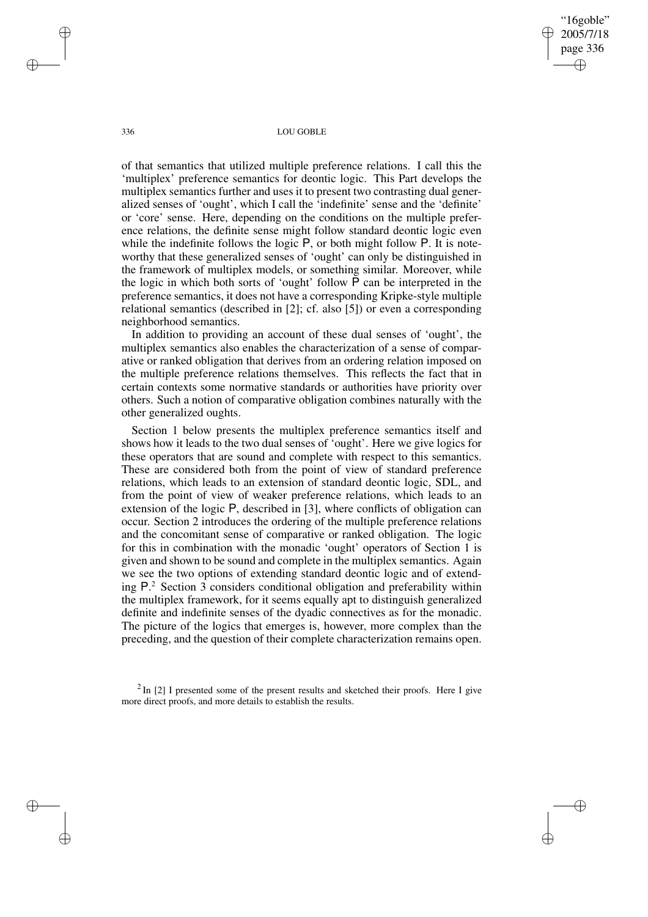of that semantics that utilized multiple preference relations. I call this the 'multiplex' preference semantics for deontic logic. This Part develops the multiplex semantics further and uses it to present two contrasting dual generalized senses of 'ought', which I call the 'indefinite' sense and the 'definite' or 'core' sense. Here, depending on the conditions on the multiple preference relations, the definite sense might follow standard deontic logic even while the indefinite follows the logic P, or both might follow P. It is noteworthy that these generalized senses of 'ought' can only be distinguished in the framework of multiplex models, or something similar. Moreover, while the logic in which both sorts of 'ought' follow P can be interpreted in the preference semantics, it does not have a corresponding Kripke-style multiple relational semantics (described in [2]; cf. also [5]) or even a corresponding neighborhood semantics.

In addition to providing an account of these dual senses of 'ought', the multiplex semantics also enables the characterization of a sense of comparative or ranked obligation that derives from an ordering relation imposed on the multiple preference relations themselves. This reflects the fact that in certain contexts some normative standards or authorities have priority over others. Such a notion of comparative obligation combines naturally with the other generalized oughts.

Section 1 below presents the multiplex preference semantics itself and shows how it leads to the two dual senses of 'ought'. Here we give logics for these operators that are sound and complete with respect to this semantics. These are considered both from the point of view of standard preference relations, which leads to an extension of standard deontic logic, SDL, and from the point of view of weaker preference relations, which leads to an extension of the logic P, described in [3], where conflicts of obligation can occur. Section 2 introduces the ordering of the multiple preference relations and the concomitant sense of comparative or ranked obligation. The logic for this in combination with the monadic 'ought' operators of Section 1 is given and shown to be sound and complete in the multiplex semantics. Again we see the two options of extending standard deontic logic and of extending P.[2] Section 3 considers conditional obligation and preferability within the multiplex framework, for it seems equally apt to distinguish generalized definite and indefinite senses of the dyadic connectives as for the monadic. The picture of the logics that emerges is, however, more complex than the preceding, and the question of their complete characterization remains open.

[2] In [2] I presented some of the present results and sketched their proofs. Here I give more direct proofs, and more details to establish the results.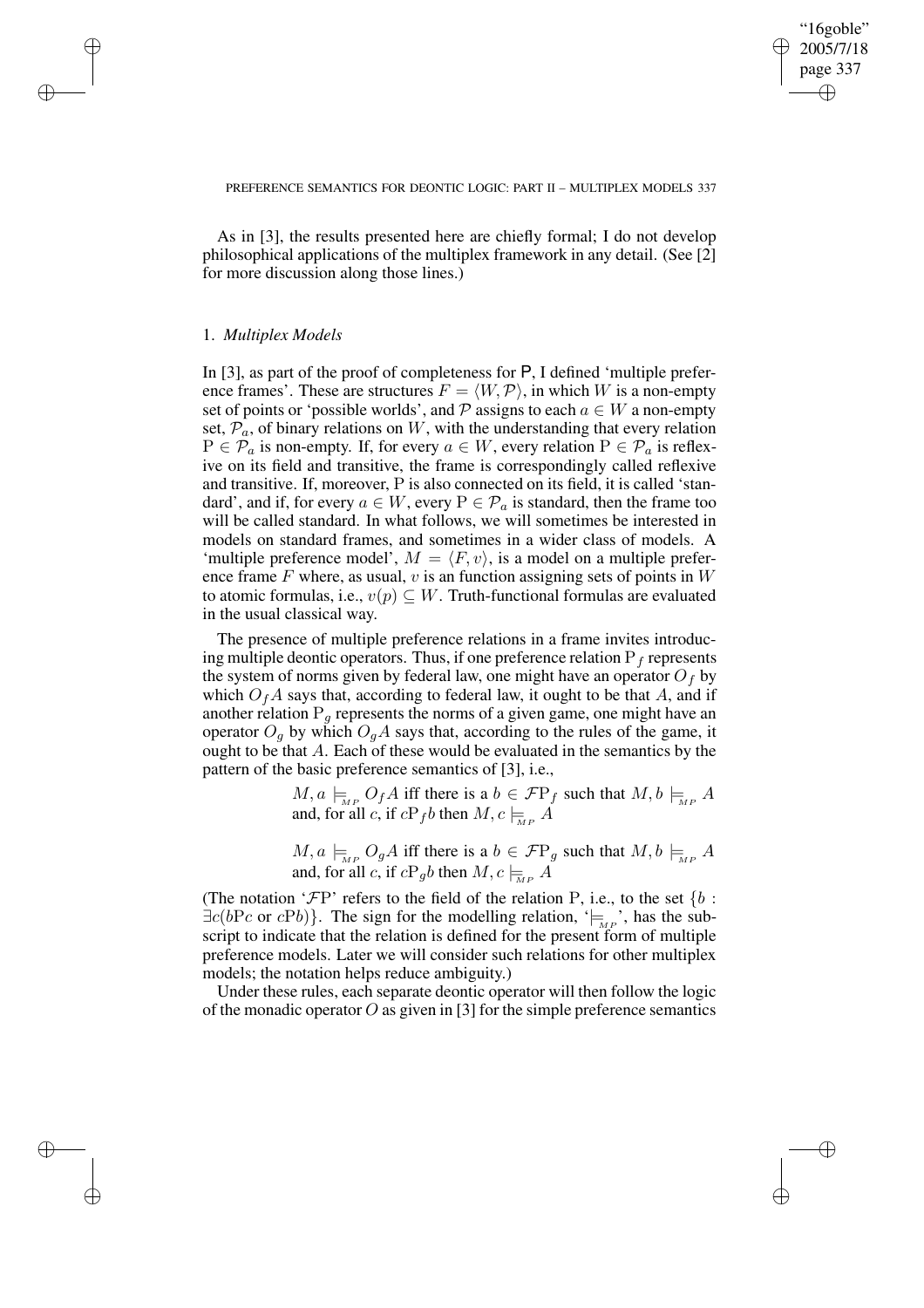As in [3], the results presented here are chiefly formal; I do not develop philosophical applications of the multiplex framework in any detail. (See [2] for more discussion along those lines.)

### 1. *Multiplex Models*

In [3], as part of the proof of completeness for P, I defined 'multiple preference frames'. These are structures $F = \langle W, \mathcal{P} \rangle$, in which $W$ is a non-empty set of points or 'possible worlds', and $\mathcal{P}$ assigns to each $a \in W$ a non-empty set, $\mathcal{P}_a$, of binary relations on $W$, with the understanding that every relation $\mathrm{P} \in \mathcal{P}_a$ is non-empty. If, for every $a \in W$, every relation $\mathrm{P} \in \mathcal{P}_a$ is reflexive on its field and transitive, the frame is correspondingly called reflexive and transitive. If, moreover, P is also connected on its field, it is called 'standard', and if, for every $a \in W$, every $\mathrm{P} \in \mathcal{P}_a$ is standard, then the frame too will be called standard. In what follows, we will sometimes be interested in models on standard frames, and sometimes in a wider class of models. A 'multiple preference model', $M = \langle F, v \rangle$, is a model on a multiple preference frame $F$ where, as usual, $v$ is an function assigning sets of points in $W$ to atomic formulas, i.e., $v(p) \subseteq W$. Truth-functional formulas are evaluated in the usual classical way.

The presence of multiple preference relations in a frame invites introducing multiple deontic operators. Thus, if one preference relation $\mathrm{P}_f$ represents the system of norms given by federal law, one might have an operator $O_f$ by which $O_f A$ says that, according to federal law, it ought to be that $A$, and if another relation $\mathrm{P}_g$ represents the norms of a given game, one might have an operator $O_g$ by which $O_g A$ says that, according to the rules of the game, it ought to be that $A$. Each of these would be evaluated in the semantics by the pattern of the basic preference semantics of [3], i.e.,

> $M, a \models_{MP} O_f A$ iff there is a $b \in \mathcal{F}\mathrm{P}_f$ such that $M, b \models_{MP} A$ and, for all $c$, if $c\mathrm{P}_f b$ then $M, c \models_{MP} A$
>
> $M, a \models_{MP} O_g A$ iff there is a $b \in \mathcal{F}\mathrm{P}_g$ such that $M, b \models_{MP} A$ and, for all $c$, if $c\mathrm{P}_g b$ then $M, c \models_{MP} A$

(The notation '$\mathcal{F}\mathrm{P}$' refers to the field of the relation P, i.e., to the set $\{b : \exists c(b\mathrm{P}c \text{ or } c\mathrm{P}b)\}$. The sign for the modelling relation, '$\models_{MP}$', has the subscript to indicate that the relation is defined for the present form of multiple preference models. Later we will consider such relations for other multiplex models; the notation helps reduce ambiguity.)

Under these rules, each separate deontic operator will then follow the logic of the monadic operator $O$ as given in [3] for the simple preference semantics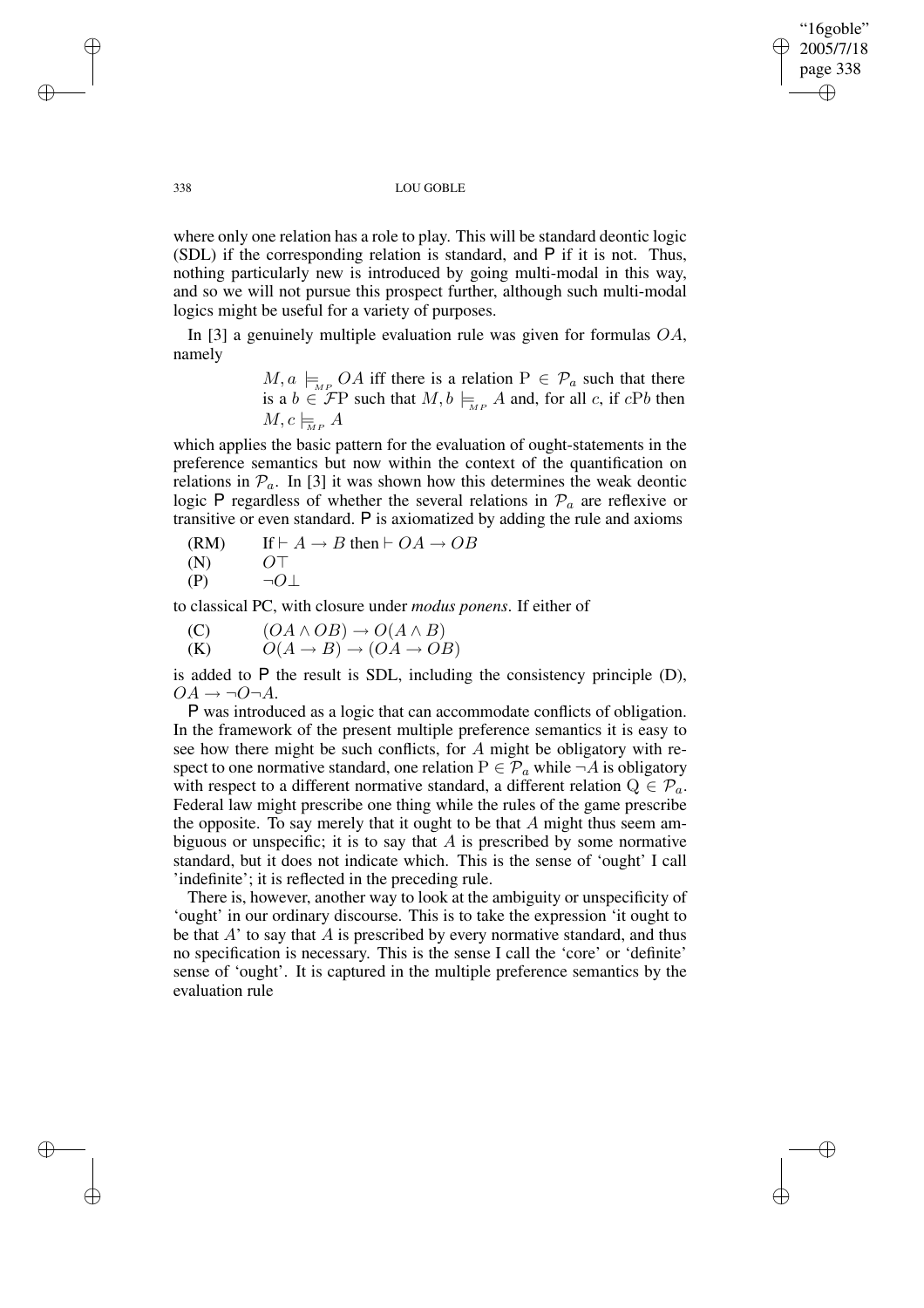where only one relation has a role to play. This will be standard deontic logic (SDL) if the corresponding relation is standard, and $\mathsf{P}$ if it is not. Thus, nothing particularly new is introduced by going multi-modal in this way, and so we will not pursue this prospect further, although such multi-modal logics might be useful for a variety of purposes.

In [3] a genuinely multiple evaluation rule was given for formulas $OA$, namely

> $M, a \models_{MP} OA$ iff there is a relation $\mathrm{P} \in \mathcal{P}_a$ such that there is a $b \in \mathcal{F}\mathrm{P}$ such that $M, b \models_{MP} A$ and, for all $c$, if $c\mathrm{P}b$ then $M, c \models_{MP} A$

which applies the basic pattern for the evaluation of ought-statements in the preference semantics but now within the context of the quantification on relations in $\mathcal{P}_a$. In [3] it was shown how this determines the weak deontic logic $\mathsf{P}$ regardless of whether the several relations in $\mathcal{P}_a$ are reflexive or transitive or even standard. $\mathsf{P}$ is axiomatized by adding the rule and axioms

(RM) If $\vdash A \rightarrow B$ then $\vdash OA \rightarrow OB$
(N) $O\top$
(P) $\neg O\bot$

to classical PC, with closure under *modus ponens*. If either of

(C) $(OA \wedge OB) \rightarrow O(A \wedge B)$
(K) $O(A \rightarrow B) \rightarrow (OA \rightarrow OB)$

is added to $\mathsf{P}$ the result is SDL, including the consistency principle (D), $OA \rightarrow \neg O\neg A$.

$\mathsf{P}$ was introduced as a logic that can accommodate conflicts of obligation. In the framework of the present multiple preference semantics it is easy to see how there might be such conflicts, for $A$ might be obligatory with respect to one normative standard, one relation $\mathrm{P} \in \mathcal{P}_a$ while $\neg A$ is obligatory with respect to a different normative standard, a different relation $\mathrm{Q} \in \mathcal{P}_a$. Federal law might prescribe one thing while the rules of the game prescribe the opposite. To say merely that it ought to be that $A$ might thus seem ambiguous or unspecific; it is to say that $A$ is prescribed by some normative standard, but it does not indicate which. This is the sense of 'ought' I call 'indefinite'; it is reflected in the preceding rule.

There is, however, another way to look at the ambiguity or unspecificity of 'ought' in our ordinary discourse. This is to take the expression 'it ought to be that $A$' to say that $A$ is prescribed by every normative standard, and thus no specification is necessary. This is the sense I call the 'core' or 'definite' sense of 'ought'. It is captured in the multiple preference semantics by the evaluation rule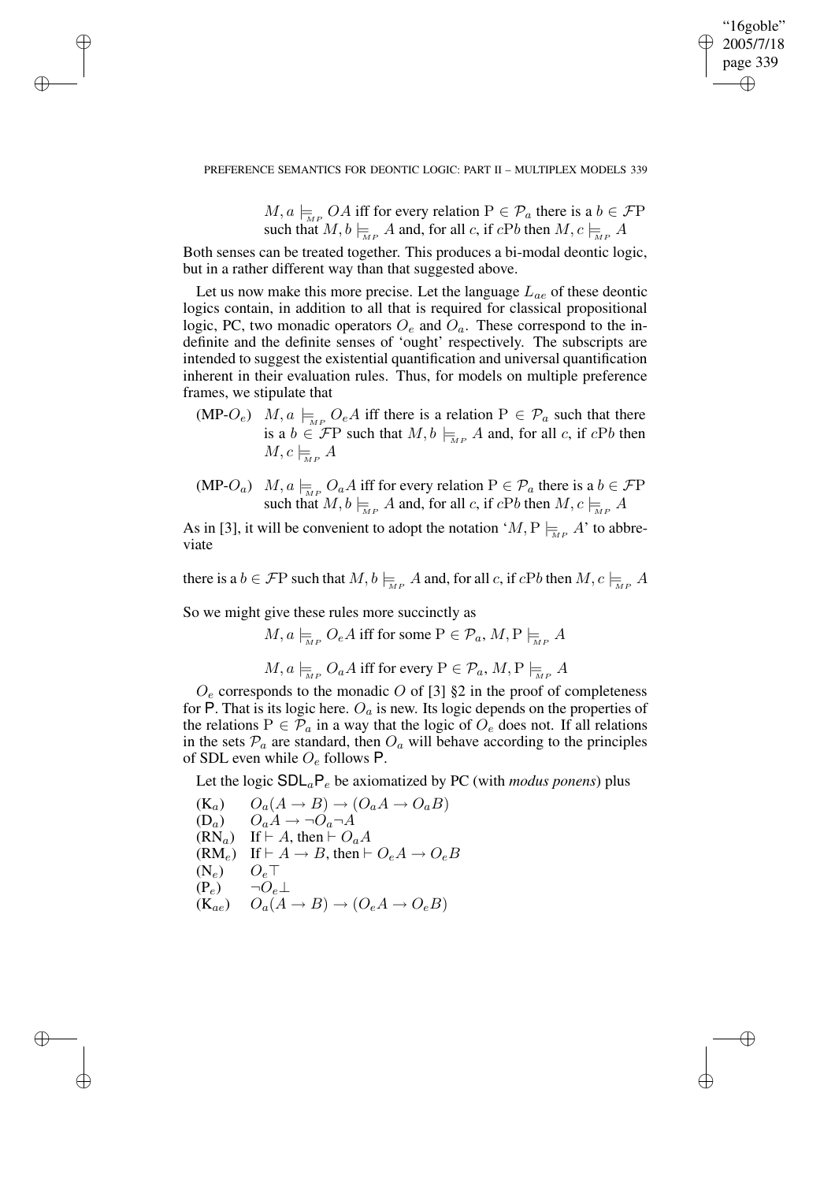$M, a \models_{MP} OA$ iff for every relation $\mathrm{P} \in \mathcal{P}_a$ there is a $b \in \mathcal{F}\mathrm{P}$ such that $M, b \models_{MP} A$ and, for all $c$, if $c\mathrm{P}b$ then $M, c \models_{MP} A$

Both senses can be treated together. This produces a bi-modal deontic logic, but in a rather different way than that suggested above.

Let us now make this more precise. Let the language $L_{ae}$ of these deontic logics contain, in addition to all that is required for classical propositional logic, PC, two monadic operators $O_e$ and $O_a$. These correspond to the indefinite and the definite senses of 'ought' respectively. The subscripts are intended to suggest the existential quantification and universal quantification inherent in their evaluation rules. Thus, for models on multiple preference frames, we stipulate that

(MP-$O_e$) $M, a \models_{MP} O_e A$ iff there is a relation $\mathrm{P} \in \mathcal{P}_a$ such that there is a $b \in \mathcal{F}\mathrm{P}$ such that $M, b \models_{MP} A$ and, for all $c$, if $c\mathrm{P}b$ then $M, c \models_{MP} A$

(MP-$O_a$) $M, a \models_{MP} O_a A$ iff for every relation $\mathrm{P} \in \mathcal{P}_a$ there is a $b \in \mathcal{F}\mathrm{P}$ such that $M, b \models_{MP} A$ and, for all $c$, if $c\mathrm{P}b$ then $M, c \models_{MP} A$

As in [3], it will be convenient to adopt the notation '$M, \mathrm{P} \models_{MP} A$' to abbreviate

there is a $b \in \mathcal{F}\mathrm{P}$ such that $M, b \models_{MP} A$ and, for all $c$, if $c\mathrm{P}b$ then $M, c \models_{MP} A$

So we might give these rules more succinctly as

$M, a \models_{MP} O_e A$ iff for some $\mathrm{P} \in \mathcal{P}_a$, $M, \mathrm{P} \models_{MP} A$

$M, a \models_{MP} O_a A$ iff for every $\mathrm{P} \in \mathcal{P}_a$, $M, \mathrm{P} \models_{MP} A$

$O_e$ corresponds to the monadic $O$ of [3] §2 in the proof of completeness for $\mathsf{P}$. That is its logic here. $O_a$ is new. Its logic depends on the properties of the relations $\mathrm{P} \in \mathcal{P}_a$ in a way that the logic of $O_e$ does not. If all relations in the sets $\mathcal{P}_a$ are standard, then $O_a$ will behave according to the principles of SDL even while $O_e$ follows $\mathsf{P}$.

Let the logic $\mathsf{SDL}_a\mathsf{P}_e$ be axiomatized by PC (with *modus ponens*) plus

- ($\mathrm{K}_a$) $O_a(A \to B) \to (O_a A \to O_a B)$
- ($\mathrm{D}_a$) $O_a A \to \neg O_a \neg A$
- ($\mathrm{RN}_a$) If $\vdash A$, then $\vdash O_a A$
- ($\mathrm{RM}_e$) If $\vdash A \to B$, then $\vdash O_e A \to O_e B$
- ($\mathrm{N}_e$) $O_e \top$
- ($\mathrm{P}_e$) $\neg O_e \bot$
- ($\mathrm{K}_{ae}$) $O_a(A \to B) \to (O_e A \to O_e B)$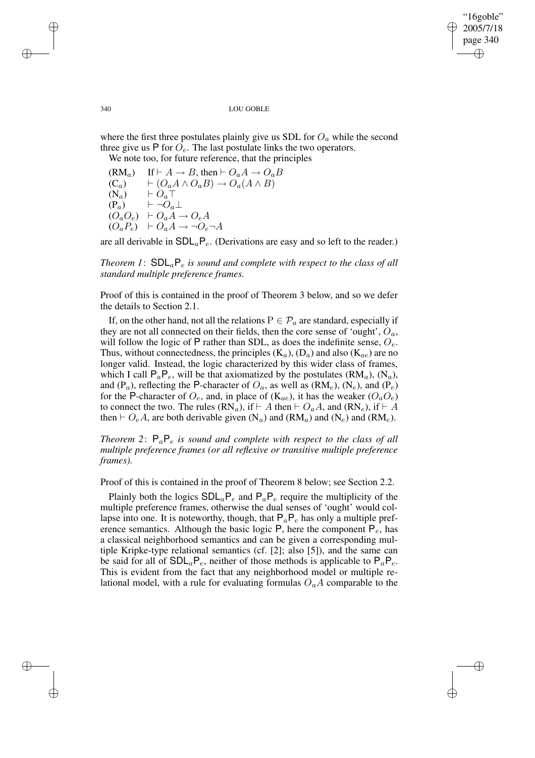where the first three postulates plainly give us SDL for $O_a$ while the second three give us P for $O_e$. The last postulate links the two operators.

We note too, for future reference, that the principles

| | |
|---|---|
| $(\mathrm{RM}_a)$ | If $\vdash A \to B$, then $\vdash O_a A \to O_a B$ |
| $(\mathrm{C}_a)$ | $\vdash (O_a A \wedge O_a B) \to O_a(A \wedge B)$ |
| $(\mathrm{N}_a)$ | $\vdash O_a \top$ |
| $(\mathrm{P}_a)$ | $\vdash \neg O_a \bot$ |
| $(O_a O_e)$ | $\vdash O_a A \to O_e A$ |
| $(O_a P_e)$ | $\vdash O_a A \to \neg O_e \neg A$ |

are all derivable in $\mathsf{SDL}_a\mathsf{P}_e$. (Derivations are easy and so left to the reader.)

*Theorem 1*: $\mathsf{SDL}_a\mathsf{P}_e$ *is sound and complete with respect to the class of all standard multiple preference frames.*

Proof of this is contained in the proof of Theorem 3 below, and so we defer the details to Section 2.1.

If, on the other hand, not all the relations $\mathrm{P} \in \mathcal{P}_a$ are standard, especially if they are not all connected on their fields, then the core sense of 'ought', $O_a$, will follow the logic of P rather than SDL, as does the indefinite sense, $O_e$. Thus, without connectedness, the principles $(\mathrm{K}_a)$, $(\mathrm{D}_a)$ and also $(\mathrm{K}_{ae})$ are no longer valid. Instead, the logic characterized by this wider class of frames, which I call $\mathsf{P}_a\mathsf{P}_e$, will be that axiomatized by the postulates $(\mathrm{RM}_a)$, $(\mathrm{N}_a)$, and $(\mathrm{P}_a)$, reflecting the P-character of $O_a$, as well as $(\mathrm{RM}_e)$, $(\mathrm{N}_e)$, and $(\mathrm{P}_e)$ for the P-character of $O_e$, and, in place of $(\mathrm{K}_{ae})$, it has the weaker $(O_a O_e)$ to connect the two. The rules $(\mathrm{RN}_a)$, if $\vdash A$ then $\vdash O_a A$, and $(\mathrm{RN}_e)$, if $\vdash A$ then $\vdash O_e A$, are both derivable given $(\mathrm{N}_a)$ and $(\mathrm{RM}_a)$ and $(\mathrm{N}_e)$ and $(\mathrm{RM}_e)$.

*Theorem 2*: $\mathsf{P}_a\mathsf{P}_e$ *is sound and complete with respect to the class of all multiple preference frames (or all reflexive or transitive multiple preference frames).*

Proof of this is contained in the proof of Theorem 8 below; see Section 2.2.

Plainly both the logics $\mathsf{SDL}_a\mathsf{P}_e$ and $\mathsf{P}_a\mathsf{P}_e$ require the multiplicity of the multiple preference frames, otherwise the dual senses of 'ought' would collapse into one. It is noteworthy, though, that $\mathsf{P}_a\mathsf{P}_e$ has only a multiple preference semantics. Although the basic logic P, here the component $\mathsf{P}_e$, has a classical neighborhood semantics and can be given a corresponding multiple Kripke-type relational semantics (cf. [2]; also [5]), and the same can be said for all of $\mathsf{SDL}_a\mathsf{P}_e$, neither of those methods is applicable to $\mathsf{P}_a\mathsf{P}_e$. This is evident from the fact that any neighborhood model or multiple relational model, with a rule for evaluating formulas $O_a A$ comparable to the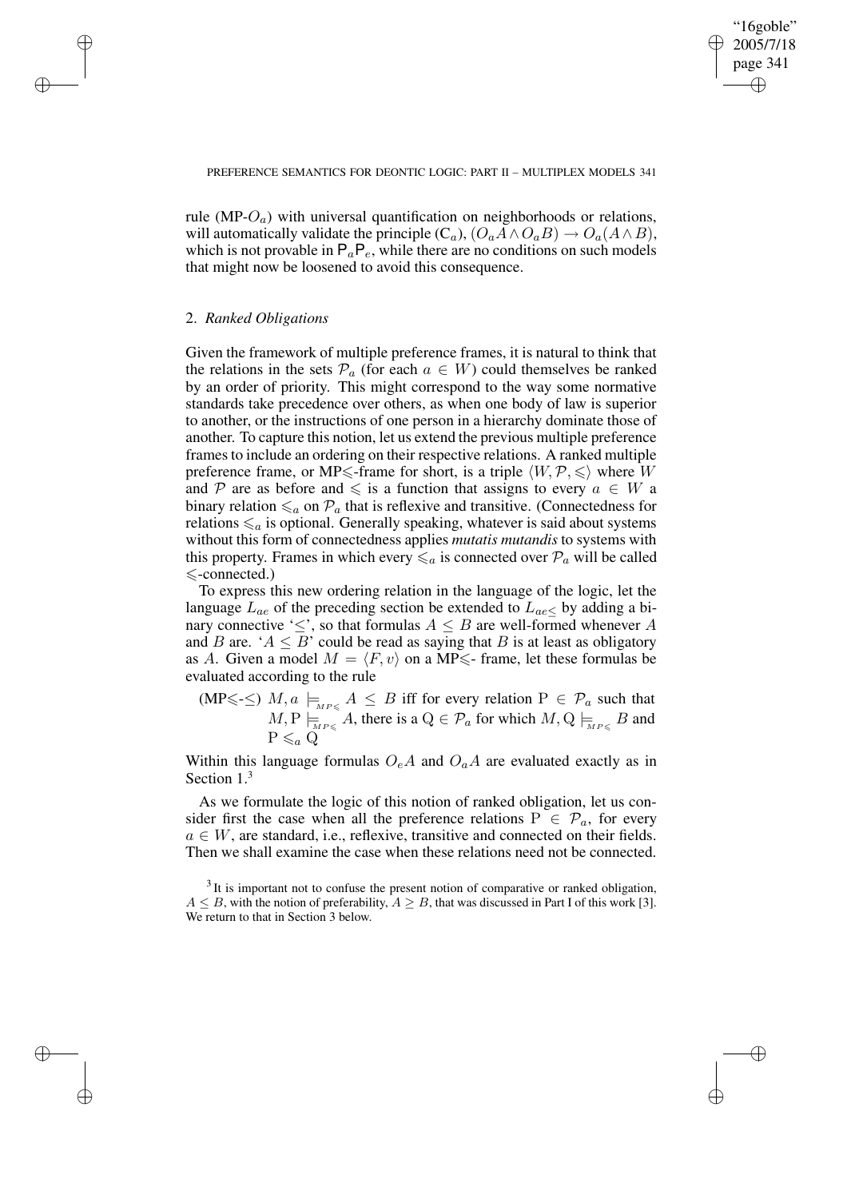rule (MP-$O_a$) with universal quantification on neighborhoods or relations, will automatically validate the principle ($C_a$), $(O_aA \wedge O_aB) \rightarrow O_a(A \wedge B)$, which is not provable in $\mathsf{P}_a\mathsf{P}_e$, while there are no conditions on such models that might now be loosened to avoid this consequence.

## 2. *Ranked Obligations*

Given the framework of multiple preference frames, it is natural to think that the relations in the sets $\mathcal{P}_a$ (for each $a \in W$) could themselves be ranked by an order of priority. This might correspond to the way some normative standards take precedence over others, as when one body of law is superior to another, or the instructions of one person in a hierarchy dominate those of another. To capture this notion, let us extend the previous multiple preference frames to include an ordering on their respective relations. A ranked multiple preference frame, or MP$\leqslant$-frame for short, is a triple $\langle W, \mathcal{P}, \leqslant \rangle$ where $W$ and $\mathcal{P}$ are as before and $\leqslant$ is a function that assigns to every $a \in W$ a binary relation $\leqslant_a$ on $\mathcal{P}_a$ that is reflexive and transitive. (Connectedness for relations $\leqslant_a$ is optional. Generally speaking, whatever is said about systems without this form of connectedness applies *mutatis mutandis* to systems with this property. Frames in which every $\leqslant_a$ is connected over $\mathcal{P}_a$ will be called $\leqslant$-connected.)

To express this new ordering relation in the language of the logic, let the language $L_{ae}$ of the preceding section be extended to $L_{ae\leq}$ by adding a binary connective '$\leq$', so that formulas $A \leq B$ are well-formed whenever $A$ and $B$ are. '$A \leq B$' could be read as saying that $B$ is at least as obligatory as $A$. Given a model $M = \langle F, v \rangle$ on a MP$\leqslant$- frame, let these formulas be evaluated according to the rule

(MP$\leqslant$-$\leq$) $M, a \models_{MP\leqslant} A \leq B$ iff for every relation $\mathrm{P} \in \mathcal{P}_a$ such that $M, \mathrm{P} \models_{MP\leqslant} A$, there is a $\mathrm{Q} \in \mathcal{P}_a$ for which $M, \mathrm{Q} \models_{MP\leqslant} B$ and $\mathrm{P} \leqslant_a \mathrm{Q}$

Within this language formulas $O_eA$ and $O_aA$ are evaluated exactly as in Section 1.[3]

As we formulate the logic of this notion of ranked obligation, let us consider first the case when all the preference relations $\mathrm{P} \in \mathcal{P}_a$, for every $a \in W$, are standard, i.e., reflexive, transitive and connected on their fields. Then we shall examine the case when these relations need not be connected.

[3] It is important not to confuse the present notion of comparative or ranked obligation, $A \leq B$, with the notion of preferability, $A \geq B$, that was discussed in Part I of this work [3]. We return to that in Section 3 below.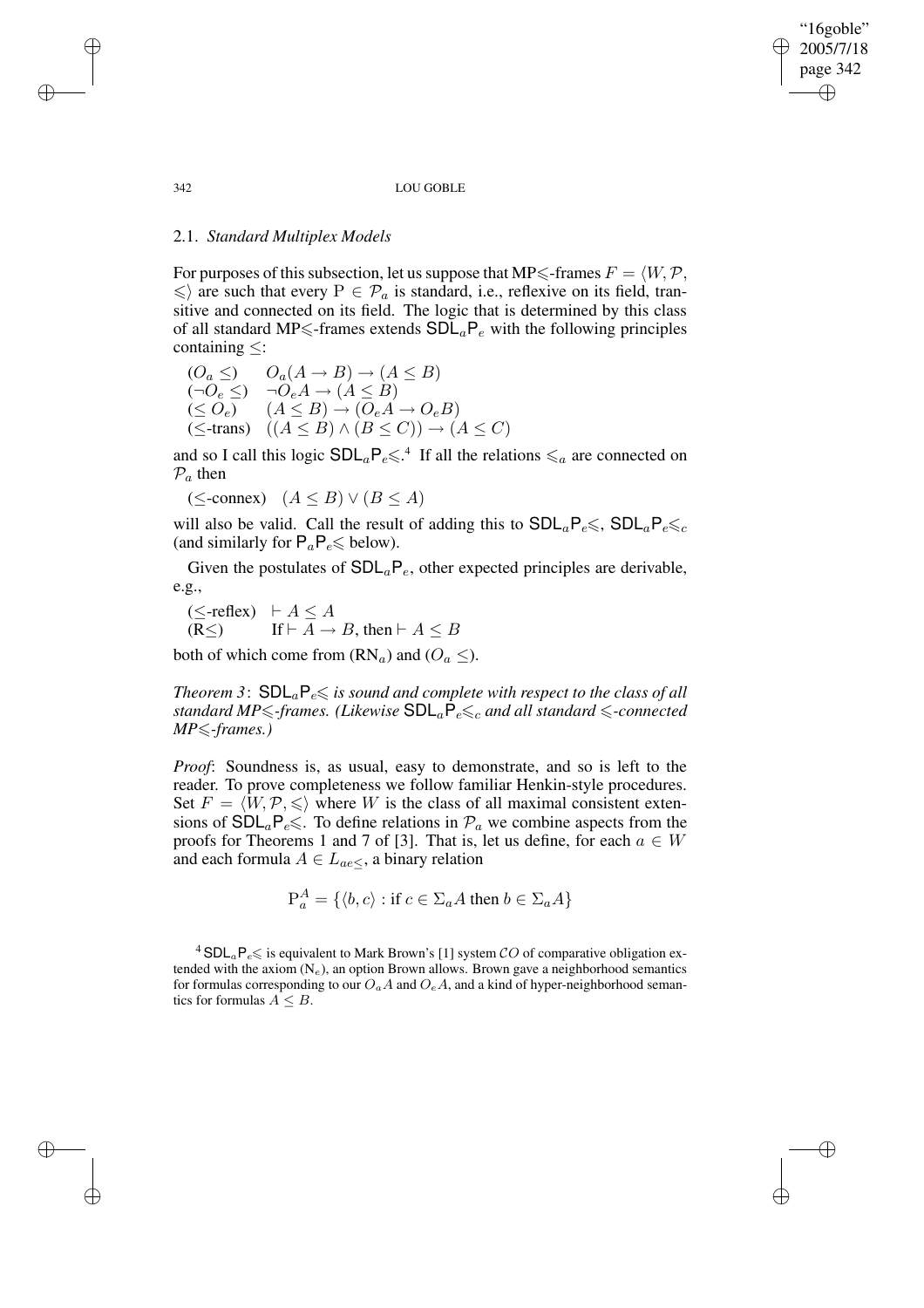### 2.1. *Standard Multiplex Models*

For purposes of this subsection, let us suppose that MP$\leqslant$-frames $F = \langle W, \mathcal{P}, \leqslant\rangle$ are such that every $\mathrm{P} \in \mathcal{P}_a$ is standard, i.e., reflexive on its field, transitive and connected on its field. The logic that is determined by this class of all standard MP$\leqslant$-frames extends $\mathsf{SDL}_a\mathsf{P}_e$ with the following principles containing $\leq$:

| | |
|---|---|
| $(O_a \leq)$ | $O_a(A \to B) \to (A \leq B)$ |
| $(\neg O_e \leq)$ | $\neg O_e A \to (A \leq B)$ |
| $(\leq O_e)$ | $(A \leq B) \to (O_e A \to O_e B)$ |
| ($\leq$-trans) | $((A \leq B) \wedge (B \leq C)) \to (A \leq C)$ |

and so I call this logic $\mathsf{SDL}_a\mathsf{P}_e{\leqslant}$.[4] If all the relations $\leqslant_a$ are connected on $\mathcal{P}_a$ then

($\leq$-connex) $\quad (A \leq B) \vee (B \leq A)$

will also be valid. Call the result of adding this to $\mathsf{SDL}_a\mathsf{P}_e{\leqslant}$, $\mathsf{SDL}_a\mathsf{P}_e{\leqslant_c}$ (and similarly for $\mathsf{P}_a\mathsf{P}_e{\leqslant}$ below).

Given the postulates of $\mathsf{SDL}_a\mathsf{P}_e$, other expected principles are derivable, e.g.,

| | |
|---|---|
| ($\leq$-reflex) | $\vdash A \leq A$ |
| (R$\leq$) | If $\vdash A \to B$, then $\vdash A \leq B$ |

both of which come from (RN$_a$) and $(O_a \leq)$.

*Theorem 3*: $\mathsf{SDL}_a\mathsf{P}_e{\leqslant}$ *is sound and complete with respect to the class of all standard MP$\leqslant$-frames. (Likewise* $\mathsf{SDL}_a\mathsf{P}_e{\leqslant_c}$ *and all standard $\leqslant$-connected MP$\leqslant$-frames.)*

*Proof*: Soundness is, as usual, easy to demonstrate, and so is left to the reader. To prove completeness we follow familiar Henkin-style procedures. Set $F = \langle W, \mathcal{P}, \leqslant\rangle$ where $W$ is the class of all maximal consistent extensions of $\mathsf{SDL}_a\mathsf{P}_e{\leqslant}$. To define relations in $\mathcal{P}_a$ we combine aspects from the proofs for Theorems 1 and 7 of [3]. That is, let us define, for each $a \in W$ and each formula $A \in L_{ae\leq}$, a binary relation

$$\mathrm{P}^A_a = \{\langle b, c\rangle : \text{if } c \in \Sigma_a A \text{ then } b \in \Sigma_a A\}$$

[4] $\mathsf{SDL}_a\mathsf{P}_e{\leqslant}$ is equivalent to Mark Brown's [1] system $\mathcal{CO}$ of comparative obligation extended with the axiom (N$_e$), an option Brown allows. Brown gave a neighborhood semantics for formulas corresponding to our $O_a A$ and $O_e A$, and a kind of hyper-neighborhood semantics for formulas $A \leq B$.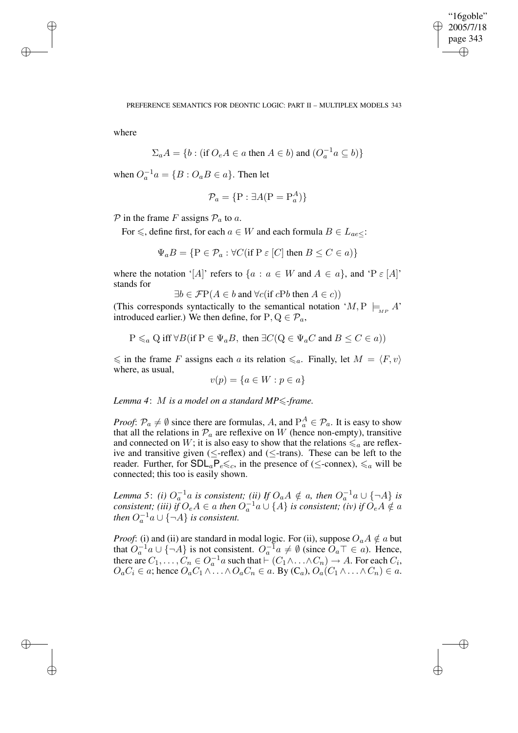where

$$\Sigma_a A = \{b : (\text{if } O_e A \in a \text{ then } A \in b) \text{ and } (O_a^{-1} a \subseteq b)\}$$

when $O_a^{-1} a = \{B : O_a B \in a\}$. Then let

$$\mathcal{P}_a = \{\mathrm{P} : \exists A(\mathrm{P} = \mathrm{P}_a^A)\}$$

$\mathcal{P}$ in the frame $F$ assigns $\mathcal{P}_a$ to $a$.

For $\leqslant$, define first, for each $a \in W$ and each formula $B \in L_{ae\leq}$:

$$\Psi_a B = \{\mathrm{P} \in \mathcal{P}_a : \forall C(\text{if } \mathrm{P}\ \varepsilon\ [C] \text{ then } B \leq C \in a)\}$$

where the notation '$[A]$' refers to $\{a : a \in W \text{ and } A \in a\}$, and '$\mathrm{P}\ \varepsilon\ [A]$' stands for

$$\exists b \in \mathcal{F}\mathrm{P}(A \in b \text{ and } \forall c(\text{if } c\mathrm{P}b \text{ then } A \in c))$$

(This corresponds syntactically to the semantical notation '$M, \mathrm{P} \models_{MP} A$' introduced earlier.) We then define, for $\mathrm{P}, \mathrm{Q} \in \mathcal{P}_a$,

$$\mathrm{P} \leqslant_a \mathrm{Q} \text{ iff } \forall B(\text{if } \mathrm{P} \in \Psi_a B, \text{ then } \exists C(\mathrm{Q} \in \Psi_a C \text{ and } B \leq C \in a))$$

$\leqslant$ in the frame $F$ assigns each $a$ its relation $\leqslant_a$. Finally, let $M = \langle F, v\rangle$ where, as usual,

$$v(p) = \{a \in W : p \in a\}$$

*Lemma 4*: $M$ *is a model on a standard MP*$\leqslant$*-frame.*

*Proof*: $\mathcal{P}_a \neq \emptyset$ since there are formulas, $A$, and $\mathrm{P}_a^A \in \mathcal{P}_a$. It is easy to show that all the relations in $\mathcal{P}_a$ are reflexive on $W$ (hence non-empty), transitive and connected on $W$; it is also easy to show that the relations $\leqslant_a$ are reflexive and transitive given ($\leq$-reflex) and ($\leq$-trans). These can be left to the reader. Further, for $\mathsf{SDL}_a\mathsf{P}_e\leqslant_c$, in the presence of ($\leq$-connex), $\leqslant_a$ will be connected; this too is easily shown.

*Lemma 5*: *(i)* $O_a^{-1}a$ *is consistent; (ii) If* $O_a A \notin a$*, then* $O_a^{-1}a \cup \{\neg A\}$ *is consistent; (iii) if* $O_e A \in a$ *then* $O_a^{-1}a \cup \{A\}$ *is consistent; (iv) if* $O_e A \notin a$ *then* $O_a^{-1}a \cup \{\neg A\}$ *is consistent.*

*Proof*: (i) and (ii) are standard in modal logic. For (ii), suppose $O_a A \notin a$ but that $O_a^{-1}a \cup \{\neg A\}$ is not consistent. $O_a^{-1}a \neq \emptyset$ (since $O_a\top \in a$). Hence, there are $C_1, \ldots, C_n \in O_a^{-1}a$ such that $\vdash (C_1 \wedge \ldots \wedge C_n) \rightarrow A$. For each $C_i$, $O_a C_i \in a$; hence $O_a C_1 \wedge \ldots \wedge O_a C_n \in a$. By ($\mathsf{C}_a$), $O_a(C_1 \wedge \ldots \wedge C_n) \in a$.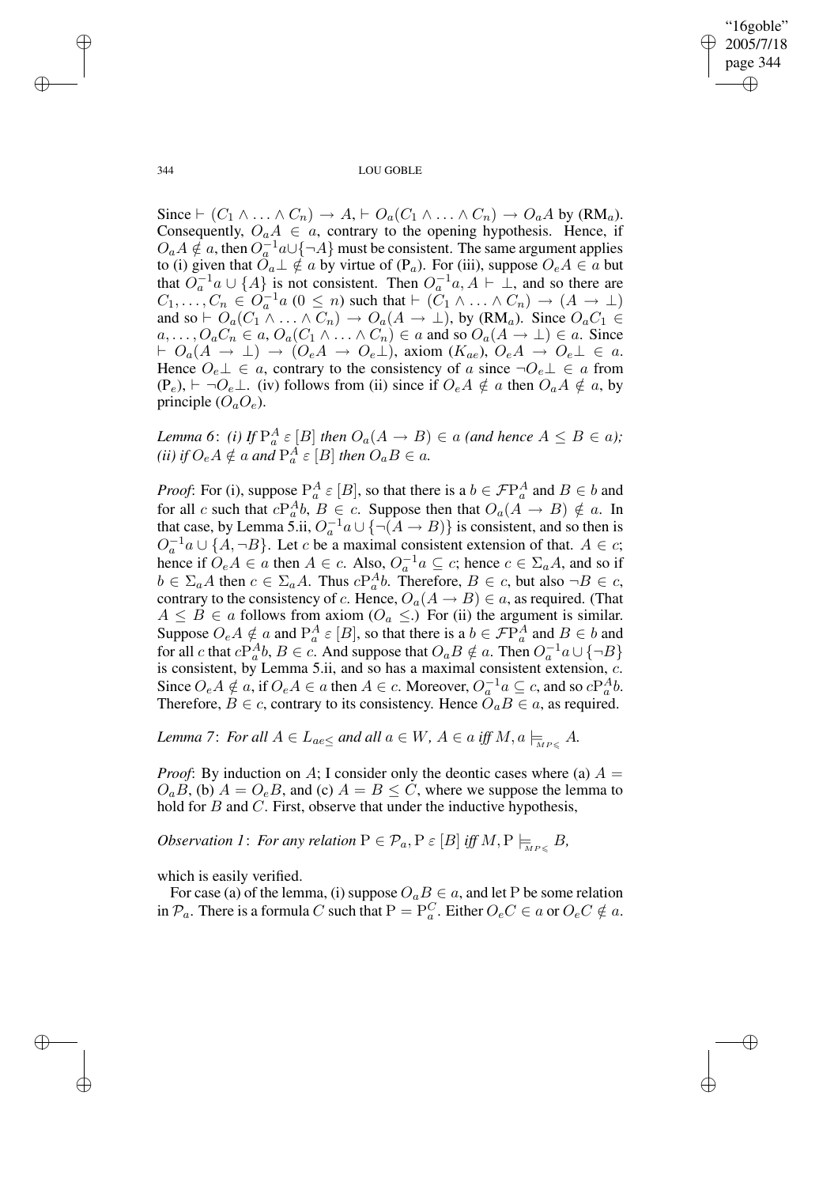Since $\vdash (C_1 \wedge \ldots \wedge C_n) \rightarrow A$, $\vdash O_a(C_1 \wedge \ldots \wedge C_n) \rightarrow O_a A$ by (RM$_a$). Consequently, $O_a A \in a$, contrary to the opening hypothesis. Hence, if $O_a A \notin a$, then $O_a^{-1}a \cup \{\neg A\}$ must be consistent. The same argument applies to (i) given that $O_a \bot \notin a$ by virtue of (P$_a$). For (iii), suppose $O_e A \in a$ but that $O_a^{-1}a \cup \{A\}$ is not consistent. Then $O_a^{-1}a, A \vdash \bot$, and so there are $C_1, \ldots, C_n \in O_a^{-1}a$ $(0 \leq n)$ such that $\vdash (C_1 \wedge \ldots \wedge C_n) \rightarrow (A \rightarrow \bot)$ and so $\vdash O_a(C_1 \wedge \ldots \wedge C_n) \rightarrow O_a(A \rightarrow \bot)$, by (RM$_a$). Since $O_a C_1 \in a, \ldots, O_a C_n \in a$, $O_a(C_1 \wedge \ldots \wedge C_n) \in a$ and so $O_a(A \rightarrow \bot) \in a$. Since $\vdash O_a(A \rightarrow \bot) \rightarrow (O_e A \rightarrow O_e \bot)$, axiom ($K_{ae}$), $O_e A \rightarrow O_e \bot \in a$. Hence $O_e \bot \in a$, contrary to the consistency of $a$ since $\neg O_e \bot \in a$ from (P$_e$), $\vdash \neg O_e \bot$. (iv) follows from (ii) since if $O_e A \notin a$ then $O_a A \notin a$, by principle ($O_a O_e$).

*Lemma 6*: *(i) If* $\mathrm{P}_a^A \, \varepsilon \, [B]$ *then* $O_a(A \rightarrow B) \in a$ *(and hence* $A \leq B \in a$*); (ii) if* $O_e A \notin a$ *and* $\mathrm{P}_a^A \, \varepsilon \, [B]$ *then* $O_a B \in a$.

*Proof*: For (i), suppose $\mathrm{P}_a^A \, \varepsilon \, [B]$, so that there is a $b \in \mathcal{F}\mathrm{P}_a^A$ and $B \in b$ and for all $c$ such that $c\mathrm{P}_a^A b$, $B \in c$. Suppose then that $O_a(A \rightarrow B) \notin a$. In that case, by Lemma 5.ii, $O_a^{-1}a \cup \{\neg(A \rightarrow B)\}$ is consistent, and so then is $O_a^{-1}a \cup \{A, \neg B\}$. Let $c$ be a maximal consistent extension of that. $A \in c$; hence if $O_e A \in a$ then $A \in c$. Also, $O_a^{-1}a \subseteq c$; hence $c \in \Sigma_a A$, and so if $b \in \Sigma_a A$ then $c \in \Sigma_a A$. Thus $c\mathrm{P}_a^A b$. Therefore, $B \in c$, but also $\neg B \in c$, contrary to the consistency of $c$. Hence, $O_a(A \rightarrow B) \in a$, as required. (That $A \leq B \in a$ follows from axiom ($O_a \leq$.) For (ii) the argument is similar. Suppose $O_e A \notin a$ and $\mathrm{P}_a^A \, \varepsilon \, [B]$, so that there is a $b \in \mathcal{F}\mathrm{P}_a^A$ and $B \in b$ and for all $c$ that $c\mathrm{P}_a^A b$, $B \in c$. And suppose that $O_a B \notin a$. Then $O_a^{-1}a \cup \{\neg B\}$ is consistent, by Lemma 5.ii, and so has a maximal consistent extension, $c$. Since $O_e A \notin a$, if $O_e A \in a$ then $A \in c$. Moreover, $O_a^{-1}a \subseteq c$, and so $c\mathrm{P}_a^A b$. Therefore, $B \in c$, contrary to its consistency. Hence $O_a B \in a$, as required.

*Lemma 7*: *For all* $A \in L_{ae\leq}$ *and all* $a \in W$, $A \in a$ *iff* $M, a \models_{_{MP\leqslant}} A$.

*Proof*: By induction on $A$; I consider only the deontic cases where (a) $A = O_a B$, (b) $A = O_e B$, and (c) $A = B \leq C$, where we suppose the lemma to hold for $B$ and $C$. First, observe that under the inductive hypothesis,

*Observation 1*: *For any relation* $\mathrm{P} \in \mathcal{P}_a$, $\mathrm{P} \, \varepsilon \, [B]$ *iff* $M, \mathrm{P} \models_{_{MP\leqslant}} B$,

which is easily verified.

For case (a) of the lemma, (i) suppose $O_a B \in a$, and let P be some relation in $\mathcal{P}_a$. There is a formula $C$ such that $\mathrm{P} = \mathrm{P}_a^C$. Either $O_e C \in a$ or $O_e C \notin a$.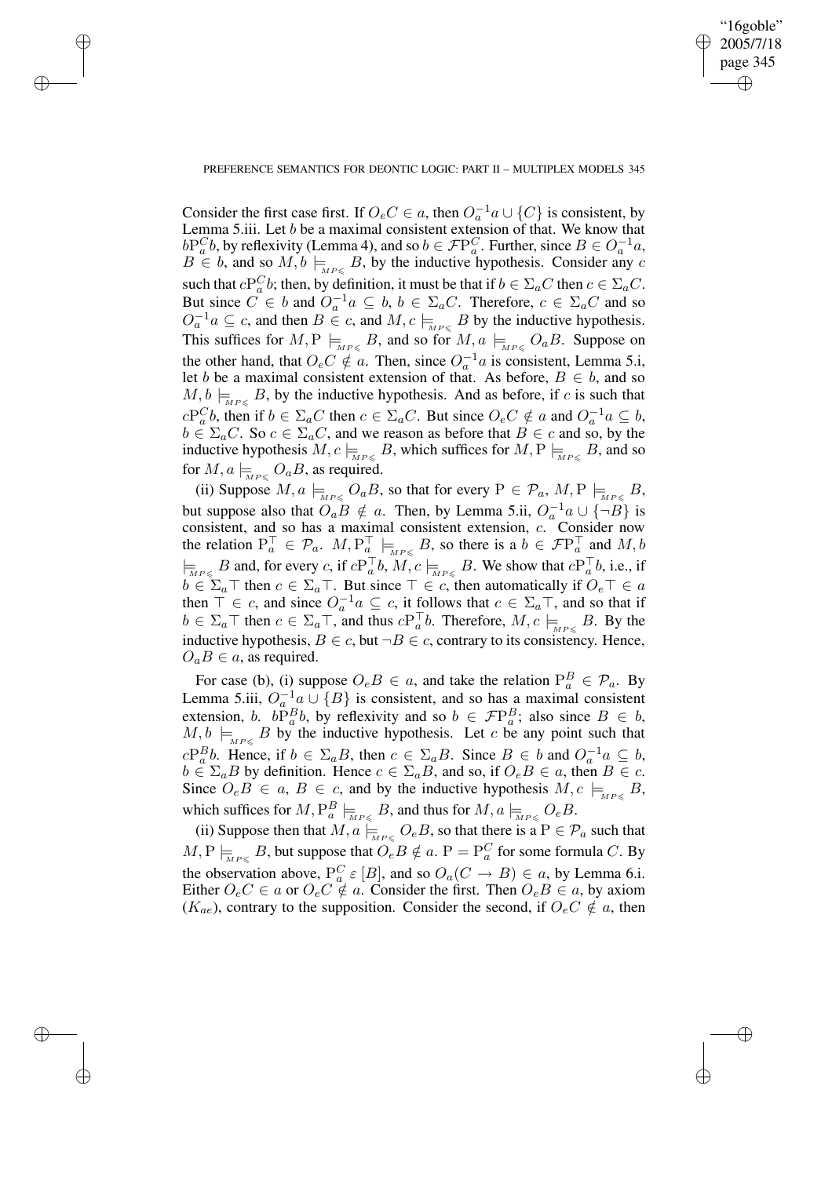Consider the first case first. If $O_e C \in a$, then $O_a^{-1}a \cup \{C\}$ is consistent, by Lemma 5.iii. Let $b$ be a maximal consistent extension of that. We know that $b\mathrm{P}_a^C b$, by reflexivity (Lemma 4), and so $b \in \mathcal{F}\mathrm{P}_a^C$. Further, since $B \in O_a^{-1}a$, $B \in b$, and so $M, b \models_{MP\leqslant} B$, by the inductive hypothesis. Consider any $c$ such that $c\mathrm{P}_a^C b$; then, by definition, it must be that if $b \in \Sigma_a C$ then $c \in \Sigma_a C$. But since $C \in b$ and $O_a^{-1}a \subseteq b$, $b \in \Sigma_a C$. Therefore, $c \in \Sigma_a C$ and so $O_a^{-1}a \subseteq c$, and then $B \in c$, and $M, c \models_{MP\leqslant} B$ by the inductive hypothesis. This suffices for $M, \mathrm{P} \models_{MP\leqslant} B$, and so for $M, a \models_{MP\leqslant} O_a B$. Suppose on the other hand, that $O_e C \notin a$. Then, since $O_a^{-1}a$ is consistent, Lemma 5.i, let $b$ be a maximal consistent extension of that. As before, $B \in b$, and so $M, b \models_{MP\leqslant} B$, by the inductive hypothesis. And as before, if $c$ is such that $c\mathrm{P}_a^C b$, then if $b \in \Sigma_a C$ then $c \in \Sigma_a C$. But since $O_e C \notin a$ and $O_a^{-1}a \subseteq b$, $b \in \Sigma_a C$. So $c \in \Sigma_a C$, and we reason as before that $B \in c$ and so, by the inductive hypothesis $M, c \models_{MP\leqslant} B$, which suffices for $M, \mathrm{P} \models_{MP\leqslant} B$, and so for $M, a \models_{MP\leqslant} O_a B$, as required.

(ii) Suppose $M, a \models_{MP\leqslant} O_a B$, so that for every $\mathrm{P} \in \mathcal{P}_a$, $M, \mathrm{P} \models_{MP\leqslant} B$, but suppose also that $O_a B \notin a$. Then, by Lemma 5.ii, $O_a^{-1}a \cup \{\neg B\}$ is consistent, and so has a maximal consistent extension, $c$. Consider now the relation $\mathrm{P}_a^\top \in \mathcal{P}_a$. $M, \mathrm{P}_a^\top \models_{MP\leqslant} B$, so there is a $b \in \mathcal{F}\mathrm{P}_a^\top$ and $M, b \models_{MP\leqslant} B$ and, for every $c$, if $c\mathrm{P}_a^\top b$, $M, c \models_{MP\leqslant} B$. We show that $c\mathrm{P}_a^\top b$, i.e., if $b \in \Sigma_a \top$ then $c \in \Sigma_a \top$. But since $\top \in c$, then automatically if $O_e \top \in a$ then $\top \in c$, and since $O_a^{-1}a \subseteq c$, it follows that $c \in \Sigma_a \top$, and so that if $b \in \Sigma_a \top$ then $c \in \Sigma_a \top$, and thus $c\mathrm{P}_a^\top b$. Therefore, $M, c \models_{MP\leqslant} B$. By the inductive hypothesis, $B \in c$, but $\neg B \in c$, contrary to its consistency. Hence, $O_a B \in a$, as required.

For case (b), (i) suppose $O_e B \in a$, and take the relation $\mathrm{P}_a^B \in \mathcal{P}_a$. By Lemma 5.iii, $O_a^{-1}a \cup \{B\}$ is consistent, and so has a maximal consistent extension, $b$. $b\mathrm{P}_a^B b$, by reflexivity and so $b \in \mathcal{F}\mathrm{P}_a^B$; also since $B \in b$, $M, b \models_{MP\leqslant} B$ by the inductive hypothesis. Let $c$ be any point such that $c\mathrm{P}_a^B b$. Hence, if $b \in \Sigma_a B$, then $c \in \Sigma_a B$. Since $B \in b$ and $O_a^{-1}a \subseteq b$, $b \in \Sigma_a B$ by definition. Hence $c \in \Sigma_a B$, and so, if $O_e B \in a$, then $B \in c$. Since $O_e B \in a$, $B \in c$, and by the inductive hypothesis $M, c \models_{MP\leqslant} B$, which suffices for $M, \mathrm{P}_a^B \models_{MP\leqslant} B$, and thus for $M, a \models_{MP\leqslant} O_e B$.

(ii) Suppose then that $M, a \models_{MP\leqslant} O_e B$, so that there is a $\mathrm{P} \in \mathcal{P}_a$ such that $M, \mathrm{P} \models_{MP\leqslant} B$, but suppose that $O_e B \notin a$. $\mathrm{P} = \mathrm{P}_a^C$ for some formula $C$. By the observation above, $\mathrm{P}_a^C \, \varepsilon \, [B]$, and so $O_a(C \to B) \in a$, by Lemma 6.i. Either $O_e C \in a$ or $O_e C \notin a$. Consider the first. Then $O_e B \in a$, by axiom $(K_{ae})$, contrary to the supposition. Consider the second, if $O_e C \notin a$, then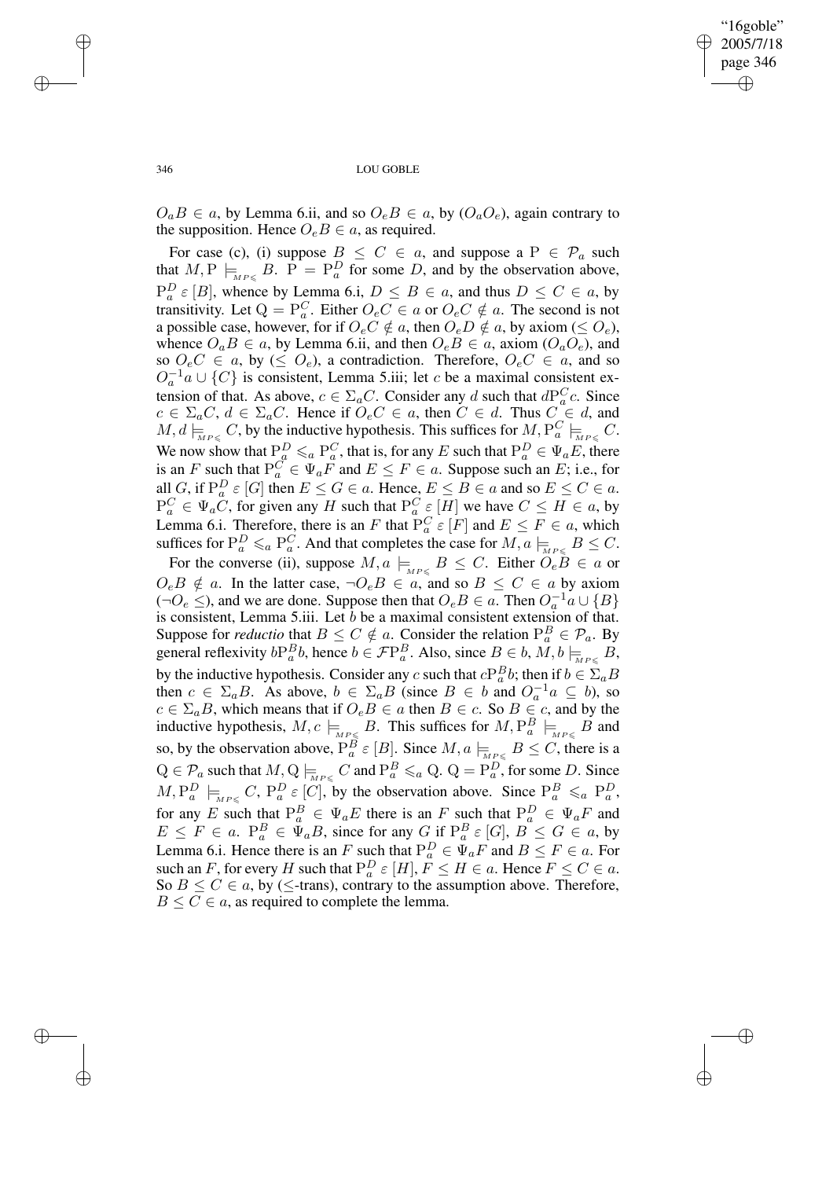$O_a B \in a$, by Lemma 6.ii, and so $O_e B \in a$, by $(O_a O_e)$, again contrary to the supposition. Hence $O_e B \in a$, as required.

For case (c), (i) suppose $B \leq C \in a$, and suppose a $\mathrm{P} \in \mathcal{P}_a$ such that $M, \mathrm{P} \models_{_{MP\leqslant}} B$. $\mathrm{P} = \mathrm{P}_a^D$ for some $D$, and by the observation above, $\mathrm{P}_a^D \, \varepsilon \, [B]$, whence by Lemma 6.i, $D \leq B \in a$, and thus $D \leq C \in a$, by transitivity. Let $\mathrm{Q} = \mathrm{P}_a^C$. Either $O_e C \in a$ or $O_e C \notin a$. The second is not a possible case, however, for if $O_e C \notin a$, then $O_e D \notin a$, by axiom $(\leq O_e)$, whence $O_a B \in a$, by Lemma 6.ii, and then $O_e B \in a$, axiom $(O_a O_e)$, and so $O_e C \in a$, by $(\leq O_e)$, a contradiction. Therefore, $O_e C \in a$, and so $O_a^{-1} a \cup \{C\}$ is consistent, Lemma 5.iii; let $c$ be a maximal consistent extension of that. As above, $c \in \Sigma_a C$. Consider any $d$ such that $d \mathrm{P}_a^C c$. Since $c \in \Sigma_a C$, $d \in \Sigma_a C$. Hence if $O_e C \in a$, then $C \in d$. Thus $C \in d$, and $M, d \models_{_{MP\leqslant}} C$, by the inductive hypothesis. This suffices for $M, \mathrm{P}_a^C \models_{_{MP\leqslant}} C$. We now show that $\mathrm{P}_a^D \leqslant_a \mathrm{P}_a^C$, that is, for any $E$ such that $\mathrm{P}_a^D \in \Psi_a E$, there is an $F$ such that $\mathrm{P}_a^C \in \Psi_a F$ and $E \leq F \in a$. Suppose such an $E$; i.e., for all $G$, if $\mathrm{P}_a^D \, \varepsilon \, [G]$ then $E \leq G \in a$. Hence, $E \leq B \in a$ and so $E \leq C \in a$. $\mathrm{P}_a^C \in \Psi_a C$, for given any $H$ such that $\mathrm{P}_a^C \, \varepsilon \, [H]$ we have $C \leq H \in a$, by Lemma 6.i. Therefore, there is an $F$ that $\mathrm{P}_a^C \, \varepsilon \, [F]$ and $E \leq F \in a$, which suffices for $\mathrm{P}_a^D \leqslant_a \mathrm{P}_a^C$. And that completes the case for $M, a \models_{_{MP\leqslant}} B \leq C$.

For the converse (ii), suppose $M, a \models_{_{MP\leqslant}} B \leq C$. Either $O_e B \in a$ or $O_e B \notin a$. In the latter case, $\neg O_e B \in a$, and so $B \leq C \in a$ by axiom $(\neg O_e \leq)$, and we are done. Suppose then that $O_e B \in a$. Then $O_a^{-1} a \cup \{B\}$ is consistent, Lemma 5.iii. Let $b$ be a maximal consistent extension of that. Suppose for *reductio* that $B \leq C \notin a$. Consider the relation $\mathrm{P}_a^B \in \mathcal{P}_a$. By general reflexivity $b \mathrm{P}_a^B b$, hence $b \in \mathcal{F} \mathrm{P}_a^B$. Also, since $B \in b$, $M, b \models_{_{MP\leqslant}} B$, by the inductive hypothesis. Consider any $c$ such that $c \mathrm{P}_a^B b$; then if $b \in \Sigma_a B$ then $c \in \Sigma_a B$. As above, $b \in \Sigma_a B$ (since $B \in b$ and $O_a^{-1} a \subseteq b$), so $c \in \Sigma_a B$, which means that if $O_e B \in a$ then $B \in c$. So $B \in c$, and by the inductive hypothesis, $M, c \models_{_{MP\leqslant}} B$. This suffices for $M, \mathrm{P}_a^B \models_{_{MP\leqslant}} B$ and so, by the observation above, $\mathrm{P}_a^B \, \varepsilon \, [B]$. Since $M, a \models_{_{MP\leqslant}} B \leq C$, there is a $\mathrm{Q} \in \mathcal{P}_a$ such that $M, \mathrm{Q} \models_{_{MP\leqslant}} C$ and $\mathrm{P}_a^B \leqslant_a \mathrm{Q}$. $\mathrm{Q} = \mathrm{P}_a^D$, for some $D$. Since $M, \mathrm{P}_a^D \models_{_{MP\leqslant}} C$, $\mathrm{P}_a^D \, \varepsilon \, [C]$, by the observation above. Since $\mathrm{P}_a^B \leqslant_a \mathrm{P}_a^D$, for any $E$ such that $\mathrm{P}_a^B \in \Psi_a E$ there is an $F$ such that $\mathrm{P}_a^D \in \Psi_a F$ and $E \leq F \in a$. $\mathrm{P}_a^B \in \Psi_a B$, since for any $G$ if $\mathrm{P}_a^B \, \varepsilon \, [G]$, $B \leq G \in a$, by Lemma 6.i. Hence there is an $F$ such that $\mathrm{P}_a^D \in \Psi_a F$ and $B \leq F \in a$. For such an $F$, for every $H$ such that $\mathrm{P}_a^D \, \varepsilon \, [H]$, $F \leq H \in a$. Hence $F \leq C \in a$. So $B \leq C \in a$, by ($\leq$-trans), contrary to the assumption above. Therefore, $B \leq C \in a$, as required to complete the lemma.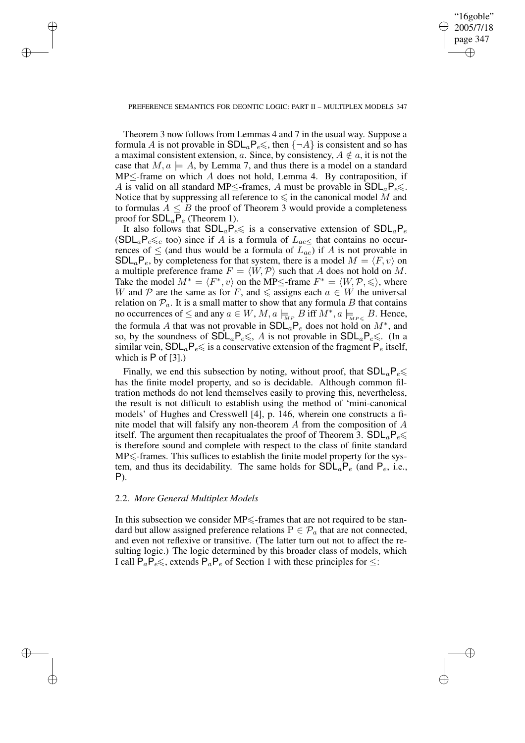Theorem 3 now follows from Lemmas 4 and 7 in the usual way. Suppose a formula $A$ is not provable in $\mathsf{SDL}_a\mathsf{P}_e\leqslant$, then $\{\neg A\}$ is consistent and so has a maximal consistent extension, $a$. Since, by consistency, $A \notin a$, it is not the case that $M, a \models A$, by Lemma 7, and thus there is a model on a standard MP$\leq$-frame on which $A$ does not hold, Lemma 4. By contraposition, if $A$ is valid on all standard MP$\leq$-frames, $A$ must be provable in $\mathsf{SDL}_a\mathsf{P}_e\leqslant$. Notice that by suppressing all reference to $\leqslant$ in the canonical model $M$ and to formulas $A \leq B$ the proof of Theorem 3 would provide a completeness proof for $\mathsf{SDL}_a\mathsf{P}_e$ (Theorem 1).

It also follows that $\mathsf{SDL}_a\mathsf{P}_e\leqslant$ is a conservative extension of $\mathsf{SDL}_a\mathsf{P}_e$ ($\mathsf{SDL}_a\mathsf{P}_e\leqslant_c$ too) since if $A$ is a formula of $L_{ae\leq}$ that contains no occurrences of $\leq$ (and thus would be a formula of $L_{ae}$) if $A$ is not provable in $\mathsf{SDL}_a\mathsf{P}_e$, by completeness for that system, there is a model $M = \langle F, v\rangle$ on a multiple preference frame $F = \langle W, \mathcal{P}\rangle$ such that $A$ does not hold on $M$. Take the model $M^* = \langle F^*, v\rangle$ on the MP$\leq$-frame $F^* = \langle W, \mathcal{P}, \leqslant\rangle$, where $W$ and $\mathcal{P}$ are the same as for $F$, and $\leqslant$ assigns each $a \in W$ the universal relation on $\mathcal{P}_a$. It is a small matter to show that any formula $B$ that contains no occurrences of $\leq$ and any $a \in W$, $M, a \models_{MP} B$ iff $M^*, a \models_{MP\leqslant} B$. Hence, the formula $A$ that was not provable in $\mathsf{SDL}_a\mathsf{P}_e$ does not hold on $M^*$, and so, by the soundness of $\mathsf{SDL}_a\mathsf{P}_e\leqslant$, $A$ is not provable in $\mathsf{SDL}_a\mathsf{P}_e\leqslant$. (In a similar vein, $\mathsf{SDL}_a\mathsf{P}_e\leqslant$ is a conservative extension of the fragment $\mathsf{P}_e$ itself, which is $\mathsf{P}$ of [3].)

Finally, we end this subsection by noting, without proof, that $\mathsf{SDL}_a\mathsf{P}_e\leqslant$ has the finite model property, and so is decidable. Although common filtration methods do not lend themselves easily to proving this, nevertheless, the result is not difficult to establish using the method of 'mini-canonical models' of Hughes and Cresswell [4], p. 146, wherein one constructs a finite model that will falsify any non-theorem $A$ from the composition of $A$ itself. The argument then recapitualates the proof of Theorem 3. $\mathsf{SDL}_a\mathsf{P}_e\leqslant$ is therefore sound and complete with respect to the class of finite standard MP$\leqslant$-frames. This suffices to establish the finite model property for the system, and thus its decidability. The same holds for $\mathsf{SDL}_a\mathsf{P}_e$ (and $\mathsf{P}_e$, i.e., $\mathsf{P}$).

### 2.2. *More General Multiplex Models*

In this subsection we consider MP$\leqslant$-frames that are not required to be standard but allow assigned preference relations $\mathrm{P} \in \mathcal{P}_a$ that are not connected, and even not reflexive or transitive. (The latter turn out not to affect the resulting logic.) The logic determined by this broader class of models, which I call $\mathsf{P}_a\mathsf{P}_e\leqslant$, extends $\mathsf{P}_a\mathsf{P}_e$ of Section 1 with these principles for $\leq$: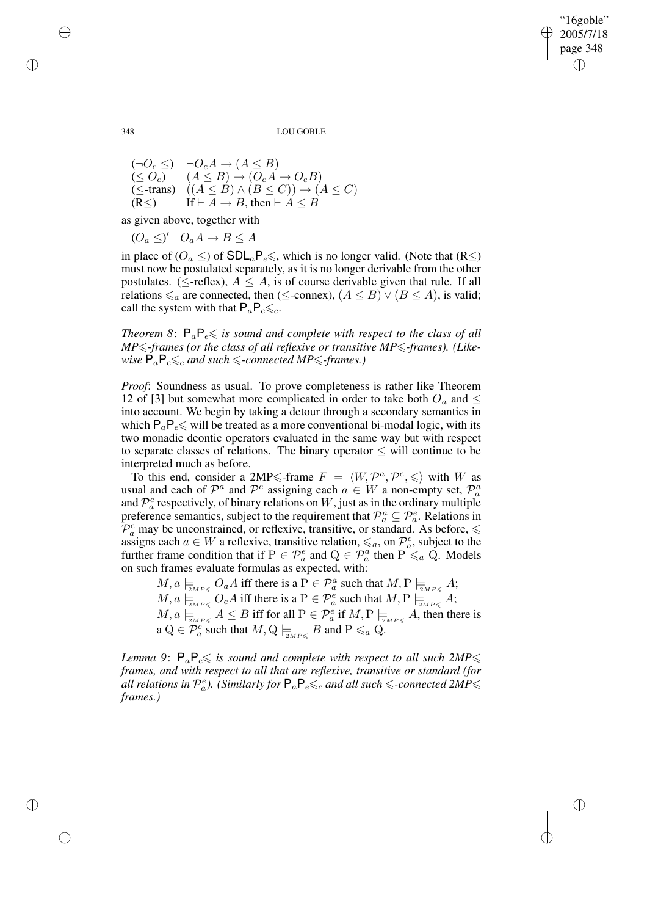| | |
|---|---|
| $(\neg O_e \leq)$ | $\neg O_e A \rightarrow (A \leq B)$ |
| $(\leq O_e)$ | $(A \leq B) \rightarrow (O_e A \rightarrow O_e B)$ |
| $(\leq\text{-trans})$ | $((A \leq B) \wedge (B \leq C)) \rightarrow (A \leq C)$ |
| $(\text{R}\leq)$ | If $\vdash A \rightarrow B$, then $\vdash A \leq B$ |

as given above, together with

$(O_a \leq)'$ $\quad O_a A \rightarrow B \leq A$

in place of $(O_a \leq)$ of $\mathsf{SDL}_a\mathsf{P}_e\leqslant$, which is no longer valid. (Note that $(\text{R}\leq)$ must now be postulated separately, as it is no longer derivable from the other postulates. ($\leq$-reflex), $A \leq A$, is of course derivable given that rule. If all relations $\leqslant_a$ are connected, then ($\leq$-connex), $(A \leq B) \vee (B \leq A)$, is valid; call the system with that $\mathsf{P}_a\mathsf{P}_e\leqslant_c$.

*Theorem 8*: *$\mathsf{P}_a\mathsf{P}_e\leqslant$ is sound and complete with respect to the class of all MP$\leqslant$-frames (or the class of all reflexive or transitive MP$\leqslant$-frames). (Likewise $\mathsf{P}_a\mathsf{P}_e\leqslant_c$ and such $\leqslant$-connected MP$\leqslant$-frames.)*

*Proof*: Soundness as usual. To prove completeness is rather like Theorem 12 of [3] but somewhat more complicated in order to take both $O_a$ and $\leq$ into account. We begin by taking a detour through a secondary semantics in which $\mathsf{P}_a\mathsf{P}_e\leqslant$ will be treated as a more conventional bi-modal logic, with its two monadic deontic operators evaluated in the same way but with respect to separate classes of relations. The binary operator $\leq$ will continue to be interpreted much as before.

To this end, consider a 2MP$\leqslant$-frame $F = \langle W, \mathcal{P}^a, \mathcal{P}^e, \leqslant \rangle$ with $W$ as usual and each of $\mathcal{P}^a$ and $\mathcal{P}^e$ assigning each $a \in W$ a non-empty set, $\mathcal{P}^a_a$ and $\mathcal{P}^e_a$ respectively, of binary relations on $W$, just as in the ordinary multiple preference semantics, subject to the requirement that $\mathcal{P}^a_a \subseteq \mathcal{P}^e_a$. Relations in $\mathcal{P}^e_a$ may be unconstrained, or reflexive, transitive, or standard. As before, $\leqslant$ assigns each $a \in W$ a reflexive, transitive relation, $\leqslant_a$, on $\mathcal{P}^e_a$, subject to the further frame condition that if $\mathrm{P} \in \mathcal{P}^e_a$ and $\mathrm{Q} \in \mathcal{P}^a_a$ then $\mathrm{P} \leqslant_a \mathrm{Q}$. Models on such frames evaluate formulas as expected, with:

$M, a \models_{2MP\leqslant} O_a A$ iff there is a $\mathrm{P} \in \mathcal{P}^a_a$ such that $M, \mathrm{P} \models_{2MP\leqslant} A$;
$M, a \models_{2MP\leqslant} O_e A$ iff there is a $\mathrm{P} \in \mathcal{P}^e_a$ such that $M, \mathrm{P} \models_{2MP\leqslant} A$;
$M, a \models_{2MP\leqslant} A \leq B$ iff for all $\mathrm{P} \in \mathcal{P}^e_a$ if $M, \mathrm{P} \models_{2MP\leqslant} A$, then there is a $\mathrm{Q} \in \mathcal{P}^e_a$ such that $M, \mathrm{Q} \models_{2MP\leqslant} B$ and $\mathrm{P} \leqslant_a \mathrm{Q}$.

*Lemma 9*: *$\mathsf{P}_a\mathsf{P}_e\leqslant$ is sound and complete with respect to all such 2MP$\leqslant$ frames, and with respect to all that are reflexive, transitive or standard (for all relations in $\mathcal{P}^e_a$). (Similarly for $\mathsf{P}_a\mathsf{P}_e\leqslant_c$ and all such $\leqslant$-connected 2MP$\leqslant$ frames.)*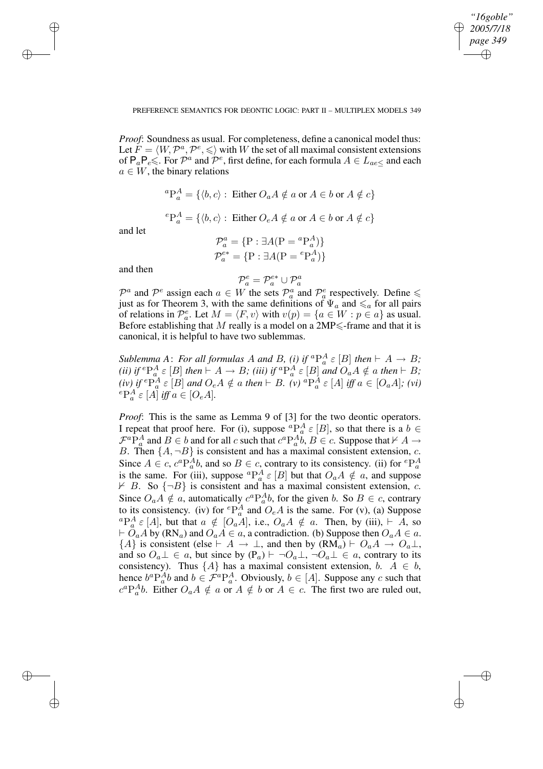*Proof*: Soundness as usual. For completeness, define a canonical model thus: Let $F = \langle W, \mathcal{P}^a, \mathcal{P}^e, \leqslant\rangle$ with $W$ the set of all maximal consistent extensions of $\mathsf{P}_a\mathsf{P}_e\leqslant$. For $\mathcal{P}^a$ and $\mathcal{P}^e$, first define, for each formula $A \in L_{ae\leq}$ and each $a \in W$, the binary relations

$$^a\mathrm{P}^A_a = \{\langle b, c\rangle : \text{ Either } O_aA \notin a \text{ or } A \in b \text{ or } A \notin c\}$$

$$^e\mathrm{P}^A_a = \{\langle b, c\rangle : \text{ Either } O_eA \notin a \text{ or } A \in b \text{ or } A \notin c\}$$

and let

$$\mathcal{P}^a_a = \{\mathrm{P} : \exists A(\mathrm{P} = {}^a\mathrm{P}^A_a)\}$$
$$\mathcal{P}^{e*}_a = \{\mathrm{P} : \exists A(\mathrm{P} = {}^e\mathrm{P}^A_a)\}$$

and then

$$\mathcal{P}^e_a = \mathcal{P}^{e*}_a \cup \mathcal{P}^a_a$$

$\mathcal{P}^a$ and $\mathcal{P}^e$ assign each $a \in W$ the sets $\mathcal{P}^a_a$ and $\mathcal{P}^e_a$ respectively. Define $\leqslant$ just as for Theorem 3, with the same definitions of $\Psi_a$ and $\leqslant_a$ for all pairs of relations in $\mathcal{P}^e_a$. Let $M = \langle F, v\rangle$ with $v(p) = \{a \in W : p \in a\}$ as usual. Before establishing that $M$ really is a model on a 2MP$\leqslant$-frame and that it is canonical, it is helpful to have two sublemmas.

*Sublemma A*: *For all formulas $A$ and $B$, (i) if ${}^a\mathrm{P}^A_a\, \varepsilon\, [B]$ then $\vdash A \to B$; (ii) if ${}^e\mathrm{P}^A_a\, \varepsilon\, [B]$ then $\vdash A \to B$; (iii) if ${}^a\mathrm{P}^A_a\, \varepsilon\, [B]$ and $O_aA \notin a$ then $\vdash B$; (iv) if ${}^e\mathrm{P}^A_a\, \varepsilon\, [B]$ and $O_eA \notin a$ then $\vdash B$. (v) ${}^a\mathrm{P}^A_a\, \varepsilon\, [A]$ iff $a \in [O_aA]$; (vi) ${}^e\mathrm{P}^A_a\, \varepsilon\, [A]$ iff $a \in [O_eA]$.*

*Proof*: This is the same as Lemma 9 of [3] for the two deontic operators. I repeat that proof here. For (i), suppose ${}^a\mathrm{P}^A_a\, \varepsilon\, [B]$, so that there is a $b \in \mathcal{F}{}^a\mathrm{P}^A_a$ and $B \in b$ and for all $c$ such that $c\,{}^a\mathrm{P}^A_a b$, $B \in c$. Suppose that $\nvdash A \to B$. Then $\{A, \neg B\}$ is consistent and has a maximal consistent extension, $c$. Since $A \in c$, $c\,{}^a\mathrm{P}^A_a b$, and so $B \in c$, contrary to its consistency. (ii) for ${}^e\mathrm{P}^A_a$ is the same. For (iii), suppose ${}^a\mathrm{P}^A_a\, \varepsilon\, [B]$ but that $O_aA \notin a$, and suppose $\nvdash B$. So $\{\neg B\}$ is consistent and has a maximal consistent extension, $c$. Since $O_aA \notin a$, automatically $c\,{}^a\mathrm{P}^A_a b$, for the given $b$. So $B \in c$, contrary to its consistency. (iv) for ${}^e\mathrm{P}^A_a$ and $O_eA$ is the same. For (v), (a) Suppose ${}^a\mathrm{P}^A_a\, \varepsilon\, [A]$, but that $a \notin [O_aA]$, i.e., $O_aA \notin a$. Then, by (iii), $\vdash A$, so $\vdash O_aA$ by (RN$_a$) and $O_aA \in a$, a contradiction. (b) Suppose then $O_aA \in a$. $\{A\}$ is consistent (else $\vdash A \to \bot$, and then by (RM$_a$) $\vdash O_aA \to O_a\bot$, and so $O_a\bot \in a$, but since by (P$_a$) $\vdash \neg O_a\bot$, $\neg O_a\bot \in a$, contrary to its consistency). Thus $\{A\}$ has a maximal consistent extension, $b$. $A \in b$, hence $b\,{}^a\mathrm{P}^A_a b$ and $b \in \mathcal{F}{}^a\mathrm{P}^A_a$. Obviously, $b \in [A]$. Suppose any $c$ such that $c\,{}^a\mathrm{P}^A_a b$. Either $O_aA \notin a$ or $A \notin b$ or $A \in c$. The first two are ruled out,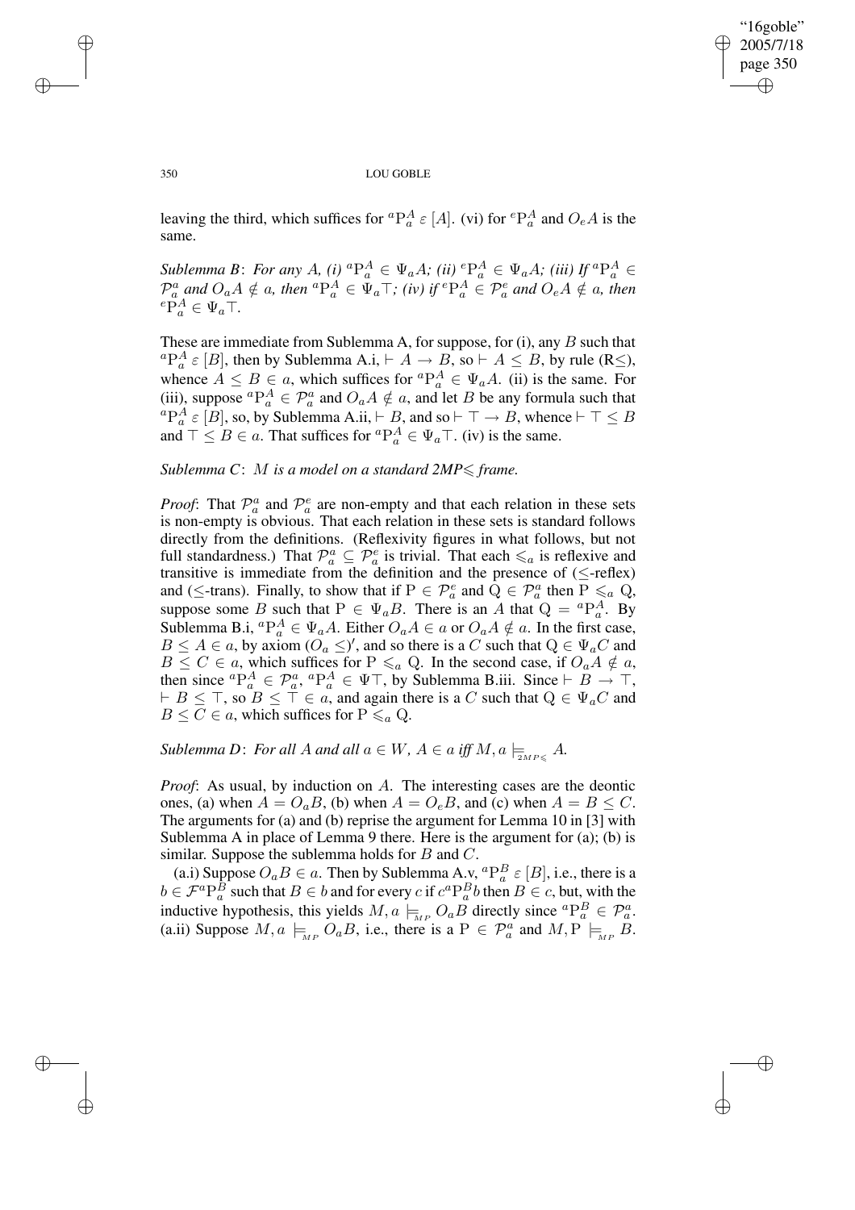leaving the third, which suffices for ${}^a\mathrm{P}_a^A\ \varepsilon\ [A]$. (vi) for ${}^e\mathrm{P}_a^A$ and $O_eA$ is the same.

*Sublemma B*: *For any A, (i)* ${}^a\mathrm{P}_a^A \in \Psi_a A$*; (ii)* ${}^e\mathrm{P}_a^A \in \Psi_a A$*; (iii) If* ${}^a\mathrm{P}_a^A \in \mathcal{P}_a^a$ *and* $O_aA \notin a$*, then* ${}^a\mathrm{P}_a^A \in \Psi_a\top$*; (iv) if* ${}^e\mathrm{P}_a^A \in \mathcal{P}_a^e$ *and* $O_eA \notin a$*, then* ${}^e\mathrm{P}_a^A \in \Psi_a\top$.

These are immediate from Sublemma A, for suppose, for (i), any $B$ such that ${}^a\mathrm{P}_a^A\ \varepsilon\ [B]$, then by Sublemma A.i, $\vdash A \rightarrow B$, so $\vdash A \leq B$, by rule (R$\leq$), whence $A \leq B \in a$, which suffices for ${}^a\mathrm{P}_a^A \in \Psi_a A$. (ii) is the same. For (iii), suppose ${}^a\mathrm{P}_a^A \in \mathcal{P}_a^a$ and $O_aA \notin a$, and let $B$ be any formula such that ${}^a\mathrm{P}_a^A\ \varepsilon\ [B]$, so, by Sublemma A.ii, $\vdash B$, and so $\vdash \top \rightarrow B$, whence $\vdash \top \leq B$ and $\top \leq B \in a$. That suffices for ${}^a\mathrm{P}_a^A \in \Psi_a\top$. (iv) is the same.

*Sublemma C*: $M$ *is a model on a standard 2MP*$\leqslant$ *frame.*

*Proof*: That $\mathcal{P}_a^a$ and $\mathcal{P}_a^e$ are non-empty and that each relation in these sets is non-empty is obvious. That each relation in these sets is standard follows directly from the definitions. (Reflexivity figures in what follows, but not full standardness.) That $\mathcal{P}_a^a \subseteq \mathcal{P}_a^e$ is trivial. That each $\leqslant_a$ is reflexive and transitive is immediate from the definition and the presence of ($\leq$-reflex) and ($\leq$-trans). Finally, to show that if $\mathrm{P} \in \mathcal{P}_a^e$ and $\mathrm{Q} \in \mathcal{P}_a^a$ then $\mathrm{P} \leqslant_a \mathrm{Q}$, suppose some $B$ such that $\mathrm{P} \in \Psi_a B$. There is an $A$ that $\mathrm{Q} = {}^a\mathrm{P}_a^A$. By Sublemma B.i, ${}^a\mathrm{P}_a^A \in \Psi_a A$. Either $O_aA \in a$ or $O_aA \notin a$. In the first case, $B \leq A \in a$, by axiom $(O_a \leq)'$, and so there is a $C$ such that $\mathrm{Q} \in \Psi_a C$ and $B \leq C \in a$, which suffices for $\mathrm{P} \leqslant_a \mathrm{Q}$. In the second case, if $O_aA \notin a$, then since ${}^a\mathrm{P}_a^A \in \mathcal{P}_a^a$, ${}^a\mathrm{P}_a^A \in \Psi\top$, by Sublemma B.iii. Since $\vdash B \rightarrow \top$, $\vdash B \leq \top$, so $B \leq \top \in a$, and again there is a $C$ such that $\mathrm{Q} \in \Psi_a C$ and $B \leq C \in a$, which suffices for $\mathrm{P} \leqslant_a \mathrm{Q}$.

*Sublemma D*: *For all A and all* $a \in W$*,* $A \in a$ *iff* $M, a \models_{2MP\leqslant} A$.

*Proof*: As usual, by induction on $A$. The interesting cases are the deontic ones, (a) when $A = O_aB$, (b) when $A = O_eB$, and (c) when $A = B \leq C$. The arguments for (a) and (b) reprise the argument for Lemma 10 in [3] with Sublemma A in place of Lemma 9 there. Here is the argument for (a); (b) is similar. Suppose the sublemma holds for $B$ and $C$.

(a.i) Suppose $O_aB \in a$. Then by Sublemma A.v, ${}^a\mathrm{P}_a^B\ \varepsilon\ [B]$, i.e., there is a $b \in \mathcal{F}{}^a\mathrm{P}_a^B$ such that $B \in b$ and for every $c$ if $c\,{}^a\mathrm{P}_a^B b$ then $B \in c$, but, with the inductive hypothesis, this yields $M, a \models_{MP} O_aB$ directly since ${}^a\mathrm{P}_a^B \in \mathcal{P}_a^a$. (a.ii) Suppose $M, a \models_{MP} O_aB$, i.e., there is a $\mathrm{P} \in \mathcal{P}_a^a$ and $M, \mathrm{P} \models_{MP} B$.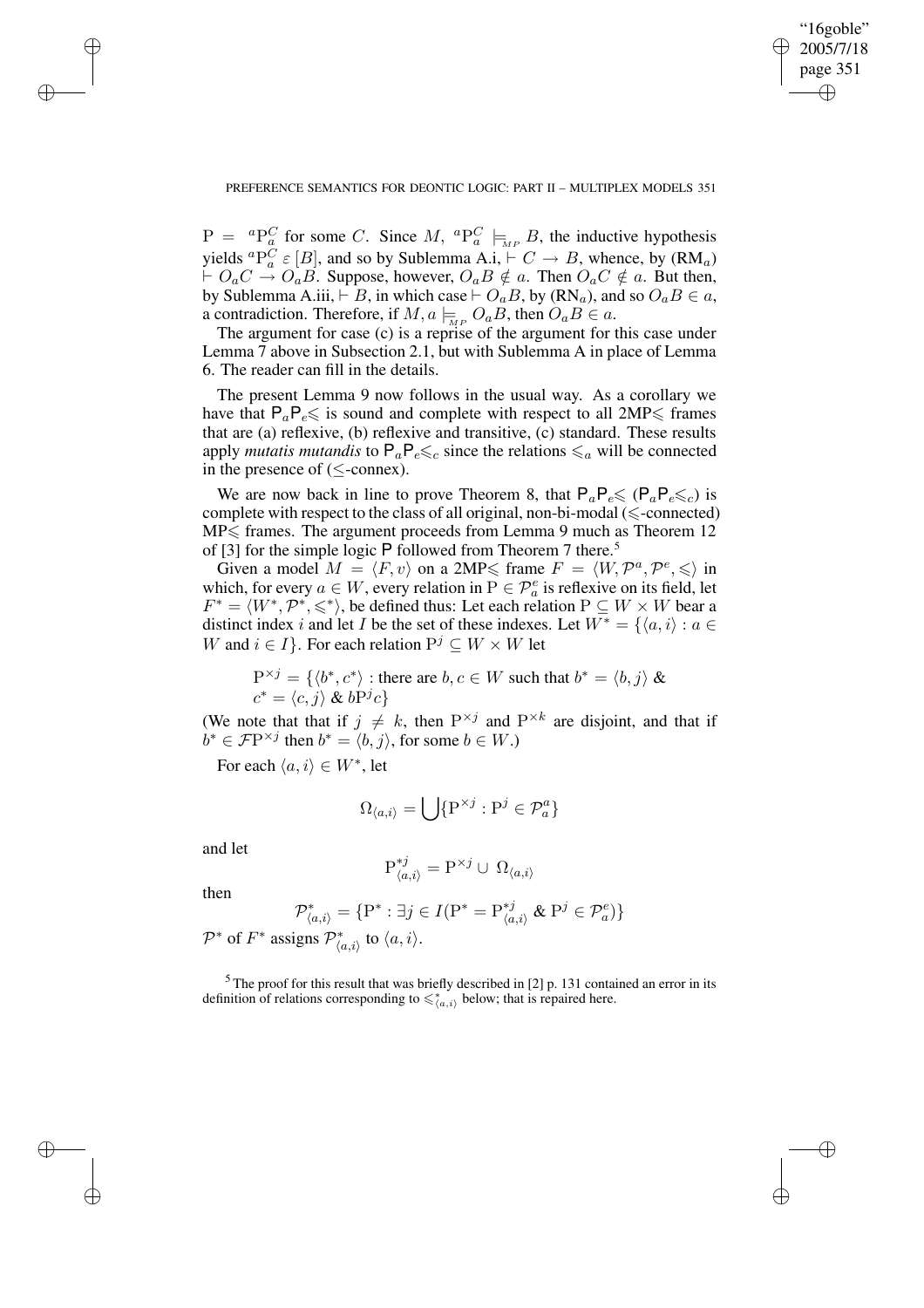$\mathrm{P} = {}^a\mathrm{P}^C_a$ for some $C$. Since $M, {}^a\mathrm{P}^C_a \models_{_{MP}} B$, the inductive hypothesis yields ${}^a\mathrm{P}^C_a\ \varepsilon\ [B]$, and so by Sublemma A.i, $\vdash C \rightarrow B$, whence, by (RM$_a$) $\vdash O_aC \rightarrow O_aB$. Suppose, however, $O_aB \notin a$. Then $O_aC \notin a$. But then, by Sublemma A.iii, $\vdash B$, in which case $\vdash O_aB$, by (RN$_a$), and so $O_aB \in a$, a contradiction. Therefore, if $M, a \models_{_{MP}} O_aB$, then $O_aB \in a$.

The argument for case (c) is a reprise of the argument for this case under Lemma 7 above in Subsection 2.1, but with Sublemma A in place of Lemma 6. The reader can fill in the details.

The present Lemma 9 now follows in the usual way. As a corollary we have that $\mathsf{P}_a\mathsf{P}_e\leqslant$ is sound and complete with respect to all 2MP$\leqslant$ frames that are (a) reflexive, (b) reflexive and transitive, (c) standard. These results apply *mutatis mutandis* to $\mathsf{P}_a\mathsf{P}_e\leqslant_c$ since the relations $\leqslant_a$ will be connected in the presence of ($\leq$-connex).

We are now back in line to prove Theorem 8, that $\mathsf{P}_a\mathsf{P}_e\leqslant$ ($\mathsf{P}_a\mathsf{P}_e\leqslant_c$) is complete with respect to the class of all original, non-bi-modal ($\leqslant$-connected) MP$\leqslant$ frames. The argument proceeds from Lemma 9 much as Theorem 12 of [3] for the simple logic $\mathsf{P}$ followed from Theorem 7 there.[5]

Given a model $M = \langle F, v\rangle$ on a 2MP$\leqslant$ frame $F = \langle W, \mathcal{P}^a, \mathcal{P}^e, \leqslant\rangle$ in which, for every $a \in W$, every relation in $\mathrm{P} \in \mathcal{P}^e_a$ is reflexive on its field, let $F^* = \langle W^*, \mathcal{P}^*, \leqslant^*\rangle$, be defined thus: Let each relation $\mathrm{P} \subseteq W \times W$ bear a distinct index $i$ and let $I$ be the set of these indexes. Let $W^* = \{\langle a, i\rangle : a \in W \text{ and } i \in I\}$. For each relation $\mathrm{P}^j \subseteq W \times W$ let

$$\mathrm{P}^{\times j} = \{\langle b^*, c^*\rangle : \text{there are } b, c \in W \text{ such that } b^* = \langle b, j\rangle\ \&\ c^* = \langle c, j\rangle\ \&\ b\mathrm{P}^j c\}$$

(We note that that if $j \neq k$, then $\mathrm{P}^{\times j}$ and $\mathrm{P}^{\times k}$ are disjoint, and that if $b^* \in \mathcal{F}\mathrm{P}^{\times j}$ then $b^* = \langle b, j\rangle$, for some $b \in W$.)

For each $\langle a, i\rangle \in W^*$, let

$$\Omega_{\langle a,i\rangle} = \bigcup\{\mathrm{P}^{\times j} : \mathrm{P}^j \in \mathcal{P}^a_a\}$$

and let

$$\mathrm{P}^{*j}_{\langle a,i\rangle} = \mathrm{P}^{\times j} \cup \Omega_{\langle a,i\rangle}$$

then

$$\mathcal{P}^*_{\langle a,i\rangle} = \{\mathrm{P}^* : \exists j \in I(\mathrm{P}^* = \mathrm{P}^{*j}_{\langle a,i\rangle}\ \&\ \mathrm{P}^j \in \mathcal{P}^e_a)\}$$

$\mathcal{P}^*$ of $F^*$ assigns $\mathcal{P}^*_{\langle a,i\rangle}$ to $\langle a, i\rangle$.

[5] The proof for this result that was briefly described in [2] p. 131 contained an error in its definition of relations corresponding to $\leqslant^*_{\langle a,i\rangle}$ below; that is repaired here.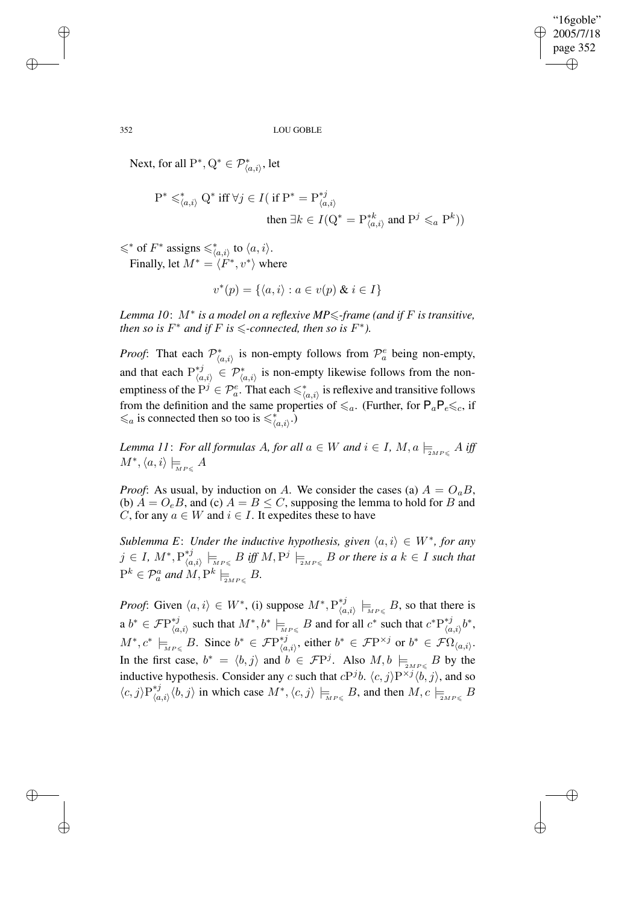Next, for all $\mathrm{P}^*, \mathrm{Q}^* \in \mathcal{P}^*_{\langle a,i\rangle}$, let

$$\mathrm{P}^* \leqslant^*_{\langle a,i\rangle} \mathrm{Q}^* \text{ iff } \forall j \in I(\text{ if } \mathrm{P}^* = \mathrm{P}^{*j}_{\langle a,i\rangle} \text{ then } \exists k \in I(\mathrm{Q}^* = \mathrm{P}^{*k}_{\langle a,i\rangle} \text{ and } \mathrm{P}^j \leqslant_a \mathrm{P}^k))$$

$\leqslant^*$ of $F^*$ assigns $\leqslant^*_{\langle a,i\rangle}$ to $\langle a,i\rangle$.

Finally, let $M^* = \langle F^*, v^*\rangle$ where

$$v^*(p) = \{\langle a,i\rangle : a \in v(p) \;\&\; i \in I\}$$

*Lemma 10*: *$M^*$ is a model on a reflexive MP$\leqslant$-frame (and if $F$ is transitive, then so is $F^*$ and if $F$ is $\leqslant$-connected, then so is $F^*$).*

*Proof*: That each $\mathcal{P}^*_{\langle a,i\rangle}$ is non-empty follows from $\mathcal{P}^e_a$ being non-empty, and that each $\mathrm{P}^{*j}_{\langle a,i\rangle} \in \mathcal{P}^*_{\langle a,i\rangle}$ is non-empty likewise follows from the non-emptiness of the $\mathrm{P}^j \in \mathcal{P}^e_a$. That each $\leqslant^*_{\langle a,i\rangle}$ is reflexive and transitive follows from the definition and the same properties of $\leqslant_a$. (Further, for $\mathsf{P}_a\mathsf{P}_e\leqslant_c$, if $\leqslant_a$ is connected then so too is $\leqslant^*_{\langle a,i\rangle}$.)

*Lemma 11*: *For all formulas $A$, for all $a \in W$ and $i \in I$, $M, a \models_{2MP\leqslant} A$ iff $M^*, \langle a,i\rangle \models_{MP\leqslant} A$*

*Proof*: As usual, by induction on $A$. We consider the cases (a) $A = O_aB$, (b) $A = O_eB$, and (c) $A = B \leq C$, supposing the lemma to hold for $B$ and $C$, for any $a \in W$ and $i \in I$. It expedites these to have

*Sublemma E*: *Under the inductive hypothesis, given $\langle a,i\rangle \in W^*$, for any $j \in I$, $M^*, \mathrm{P}^{*j}_{\langle a,i\rangle} \models_{MP\leqslant} B$ iff $M, \mathrm{P}^j \models_{2MP\leqslant} B$ or there is a $k \in I$ such that $\mathrm{P}^k \in \mathcal{P}^a_a$ and $M, \mathrm{P}^k \models_{2MP\leqslant} B$.*

*Proof*: Given $\langle a,i\rangle \in W^*$, (i) suppose $M^*, \mathrm{P}^{*j}_{\langle a,i\rangle} \models_{MP\leqslant} B$, so that there is a $b^* \in \mathcal{F}\mathrm{P}^{*j}_{\langle a,i\rangle}$ such that $M^*, b^* \models_{MP\leqslant} B$ and for all $c^*$ such that $c^*\mathrm{P}^{*j}_{\langle a,i\rangle}b^*$, $M^*, c^* \models_{MP\leqslant} B$. Since $b^* \in \mathcal{F}\mathrm{P}^{*j}_{\langle a,i\rangle}$, either $b^* \in \mathcal{F}\mathrm{P}^{\times j}$ or $b^* \in \mathcal{F}\Omega_{\langle a,i\rangle}$. In the first case, $b^* = \langle b,j\rangle$ and $b \in \mathcal{F}\mathrm{P}^j$. Also $M, b \models_{2MP\leqslant} B$ by the inductive hypothesis. Consider any $c$ such that $c\mathrm{P}^j b$. $\langle c,j\rangle \mathrm{P}^{\times j}\langle b,j\rangle$, and so $\langle c,j\rangle \mathrm{P}^{*j}_{\langle a,i\rangle}\langle b,j\rangle$ in which case $M^*, \langle c,j\rangle \models_{MP\leqslant} B$, and then $M, c \models_{2MP\leqslant} B$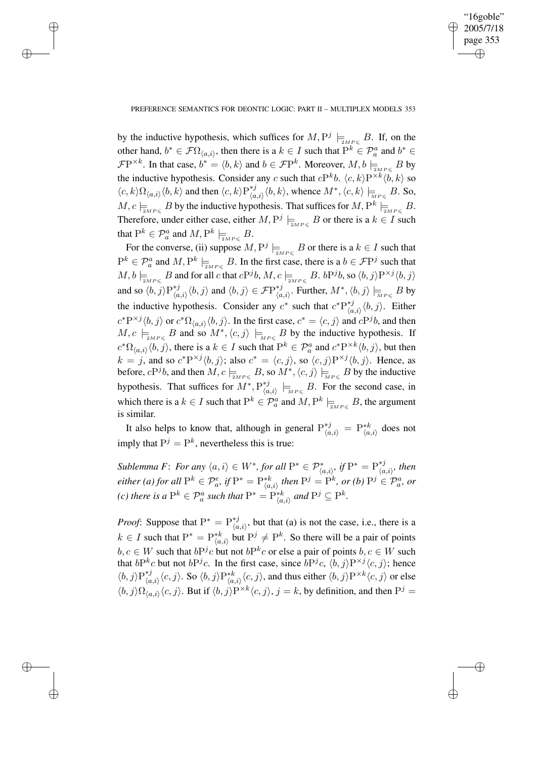by the inductive hypothesis, which suffices for $M, \mathrm{P}^j \models_{_{2MP\leqslant}} B$. If, on the other hand, $b^* \in \mathcal{F}\Omega_{\langle a,i\rangle}$, then there is a $k \in I$ such that $\mathrm{P}^k \in \mathcal{P}^a_a$ and $b^* \in \mathcal{F}\mathrm{P}^{\times k}$. In that case, $b^* = \langle b, k\rangle$ and $b \in \mathcal{F}\mathrm{P}^k$. Moreover, $M, b \models_{_{2MP\leqslant}} B$ by the inductive hypothesis. Consider any $c$ such that $c\mathrm{P}^k b$. $\langle c, k\rangle \mathrm{P}^{\times k}\langle b, k\rangle$ so $\langle c, k\rangle \Omega_{\langle a,i\rangle}\langle b, k\rangle$ and then $\langle c, k\rangle \mathrm{P}^{*j}_{\langle a,i\rangle}\langle b, k\rangle$, whence $M^*, \langle c, k\rangle \models_{_{MP\leqslant}} B$. So, $M, c \models_{_{2MP\leqslant}} B$ by the inductive hypothesis. That suffices for $M, \mathrm{P}^k \models_{_{2MP\leqslant}} B$. Therefore, under either case, either $M, \mathrm{P}^j \models_{_{2MP\leqslant}} B$ or there is a $k \in I$ such that $\mathrm{P}^k \in \mathcal{P}^a_a$ and $M, \mathrm{P}^k \models_{_{2MP\leqslant}} B$.

For the converse, (ii) suppose $M, \mathrm{P}^j \models_{_{2MP\leqslant}} B$ or there is a $k \in I$ such that $\mathrm{P}^k \in \mathcal{P}^a_a$ and $M, \mathrm{P}^k \models_{_{2MP\leqslant}} B$. In the first case, there is a $b \in \mathcal{F}\mathrm{P}^j$ such that $M, b \models_{_{2MP\leqslant}} B$ and for all $c$ that $c\mathrm{P}^j b$, $M, c \models_{_{2MP\leqslant}} B$. $b\mathrm{P}^j b$, so $\langle b, j\rangle \mathrm{P}^{\times j}\langle b, j\rangle$ and so $\langle b, j\rangle \mathrm{P}^{*j}_{\langle a,i\rangle}\langle b, j\rangle$ and $\langle b, j\rangle \in \mathcal{F}\mathrm{P}^{*j}_{\langle a,i\rangle}$. Further, $M^*, \langle b, j\rangle \models_{_{MP\leqslant}} B$ by the inductive hypothesis. Consider any $c^*$ such that $c^*\mathrm{P}^{*j}_{\langle a,i\rangle}\langle b, j\rangle$. Either $c^*\mathrm{P}^{\times j}\langle b, j\rangle$ or $c^*\Omega_{\langle a,i\rangle}\langle b, j\rangle$. In the first case, $c^* = \langle c, j\rangle$ and $c\mathrm{P}^j b$, and then $M, c \models_{_{2MP\leqslant}} B$ and so $M^*, \langle c, j\rangle \models_{_{MP\leqslant}} B$ by the inductive hypothesis. If $c^*\Omega_{\langle a,i\rangle}\langle b, j\rangle$, there is a $k \in I$ such that $\mathrm{P}^k \in \mathcal{P}^a_a$ and $c^*\mathrm{P}^{\times k}\langle b, j\rangle$, but then $k = j$, and so $c^*\mathrm{P}^{\times j}\langle b, j\rangle$; also $c^* = \langle c, j\rangle$, so $\langle c, j\rangle \mathrm{P}^{\times j}\langle b, j\rangle$. Hence, as before, $c\mathrm{P}^j b$, and then $M, c \models_{_{2MP\leqslant}} B$, so $M^*, \langle c, j\rangle \models_{_{MP\leqslant}} B$ by the inductive hypothesis. That suffices for $M^*, \mathrm{P}^{*j}_{\langle a,i\rangle} \models_{_{MP\leqslant}} B$. For the second case, in which there is a $k \in I$ such that $\mathrm{P}^k \in \mathcal{P}^a_a$ and $M, \mathrm{P}^k \models_{_{2MP\leqslant}} B$, the argument is similar.

It also helps to know that, although in general $\mathrm{P}^{*j}_{\langle a,i\rangle} = \mathrm{P}^{*k}_{\langle a,i\rangle}$ does not imply that $\mathrm{P}^j = \mathrm{P}^k$, nevertheless this is true:

*Sublemma F*: *For any* $\langle a, i\rangle \in W^*$, *for all* $\mathrm{P}^* \in \mathcal{P}^*_{\langle a,i\rangle}$, *if* $\mathrm{P}^* = \mathrm{P}^{*j}_{\langle a,i\rangle}$, *then either (a) for all* $\mathrm{P}^k \in \mathcal{P}^e_a$, *if* $\mathrm{P}^* = \mathrm{P}^{*k}_{\langle a,i\rangle}$ *then* $\mathrm{P}^j = \mathrm{P}^k$, *or (b)* $\mathrm{P}^j \in \mathcal{P}^a_a$, *or (c) there is a* $\mathrm{P}^k \in \mathcal{P}^a_a$ *such that* $\mathrm{P}^* = \mathrm{P}^{*k}_{\langle a,i\rangle}$ *and* $\mathrm{P}^j \subseteq \mathrm{P}^k$.

*Proof*: Suppose that $\mathrm{P}^* = \mathrm{P}^{*j}_{\langle a,i\rangle}$, but that (a) is not the case, i.e., there is a $k \in I$ such that $\mathrm{P}^* = \mathrm{P}^{*k}_{\langle a,i\rangle}$ but $\mathrm{P}^j \neq \mathrm{P}^k$. So there will be a pair of points $b, c \in W$ such that $b\mathrm{P}^j c$ but not $b\mathrm{P}^k c$ or else a pair of points $b, c \in W$ such that $b\mathrm{P}^k c$ but not $b\mathrm{P}^j c$. In the first case, since $b\mathrm{P}^j c$, $\langle b, j\rangle \mathrm{P}^{\times j}\langle c, j\rangle$; hence $\langle b, j\rangle \mathrm{P}^{*j}_{\langle a,i\rangle}\langle c, j\rangle$. So $\langle b, j\rangle \mathrm{P}^{*k}_{\langle a,i\rangle}\langle c, j\rangle$, and thus either $\langle b, j\rangle \mathrm{P}^{\times k}\langle c, j\rangle$ or else $\langle b, j\rangle \Omega_{\langle a,i\rangle}\langle c, j\rangle$. But if $\langle b, j\rangle \mathrm{P}^{\times k}\langle c, j\rangle$, $j = k$, by definition, and then $\mathrm{P}^j =$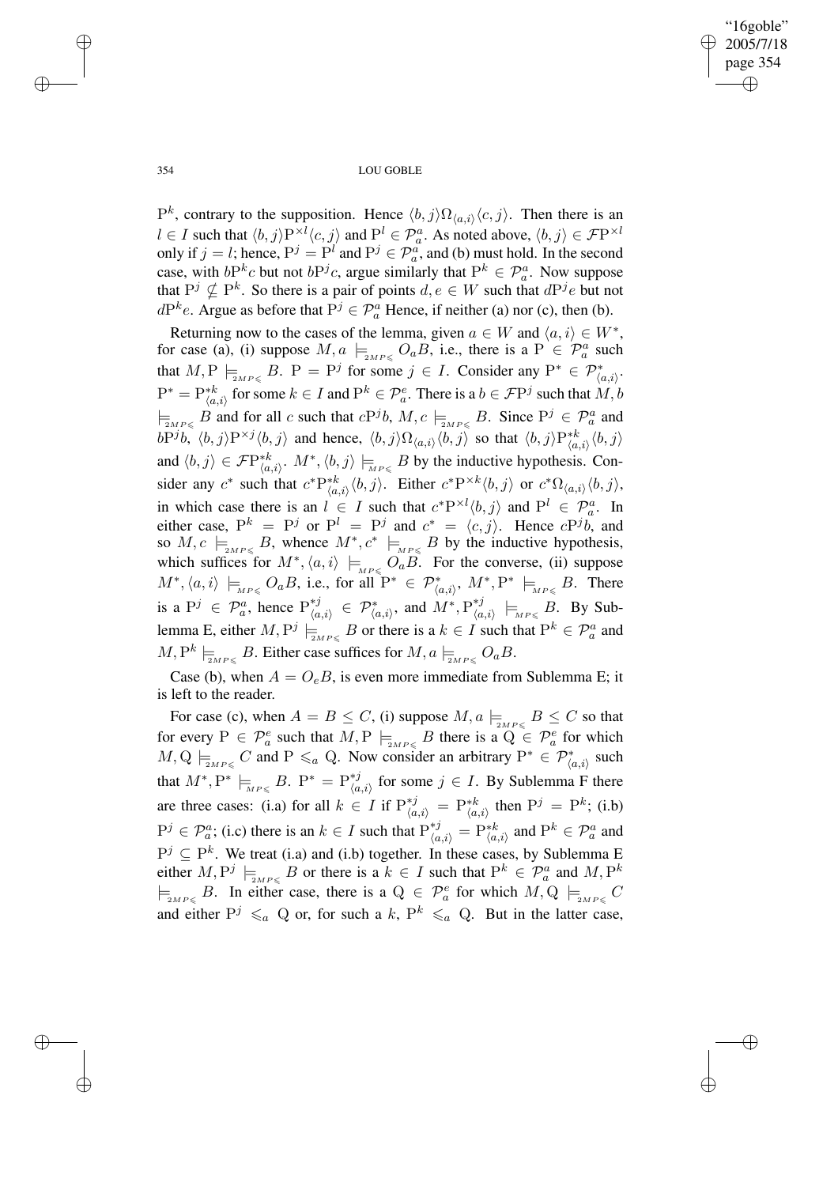$\mathrm{P}^k$, contrary to the supposition. Hence $\langle b,j\rangle\Omega_{\langle a,i\rangle}\langle c,j\rangle$. Then there is an $l \in I$ such that $\langle b,j\rangle \mathrm{P}^{\times l}\langle c,j\rangle$ and $\mathrm{P}^l \in \mathcal{P}^a_a$. As noted above, $\langle b,j\rangle \in \mathcal{F}\mathrm{P}^{\times l}$ only if $j = l$; hence, $\mathrm{P}^j = \mathrm{P}^l$ and $\mathrm{P}^j \in \mathcal{P}^a_a$, and (b) must hold. In the second case, with $b\mathrm{P}^k c$ but not $b\mathrm{P}^j c$, argue similarly that $\mathrm{P}^k \in \mathcal{P}^a_a$. Now suppose that $\mathrm{P}^j \not\subseteq \mathrm{P}^k$. So there is a pair of points $d, e \in W$ such that $d\mathrm{P}^j e$ but not $d\mathrm{P}^k e$. Argue as before that $\mathrm{P}^j \in \mathcal{P}^a_a$ Hence, if neither (a) nor (c), then (b).

Returning now to the cases of the lemma, given $a \in W$ and $\langle a,i\rangle \in W^*$, for case (a), (i) suppose $M, a \models_{2MP\leqslant} O_a B$, i.e., there is a $\mathrm{P} \in \mathcal{P}^a_a$ such that $M, \mathrm{P} \models_{2MP\leqslant} B$. $\mathrm{P} = \mathrm{P}^j$ for some $j \in I$. Consider any $\mathrm{P}^* \in \mathcal{P}^*_{\langle a,i\rangle}$. $\mathrm{P}^* = \mathrm{P}^{*k}_{\langle a,i\rangle}$ for some $k \in I$ and $\mathrm{P}^k \in \mathcal{P}^e_a$. There is a $b \in \mathcal{F}\mathrm{P}^j$ such that $M, b \models_{2MP\leqslant} B$ and for all $c$ such that $c\mathrm{P}^j b$, $M, c \models_{2MP\leqslant} B$. Since $\mathrm{P}^j \in \mathcal{P}^a_a$ and $b\mathrm{P}^j b$, $\langle b,j\rangle \mathrm{P}^{\times j}\langle b,j\rangle$ and hence, $\langle b,j\rangle\Omega_{\langle a,i\rangle}\langle b,j\rangle$ so that $\langle b,j\rangle \mathrm{P}^{*k}_{\langle a,i\rangle}\langle b,j\rangle$ and $\langle b,j\rangle \in \mathcal{F}\mathrm{P}^{*k}_{\langle a,i\rangle}$. $M^*, \langle b,j\rangle \models_{MP\leqslant} B$ by the inductive hypothesis. Consider any $c^*$ such that $c^*\mathrm{P}^{*k}_{\langle a,i\rangle}\langle b,j\rangle$. Either $c^*\mathrm{P}^{\times k}\langle b,j\rangle$ or $c^*\Omega_{\langle a,i\rangle}\langle b,j\rangle$, in which case there is an $l \in I$ such that $c^*\mathrm{P}^{\times l}\langle b,j\rangle$ and $\mathrm{P}^l \in \mathcal{P}^a_a$. In either case, $\mathrm{P}^k = \mathrm{P}^j$ or $\mathrm{P}^l = \mathrm{P}^j$ and $c^* = \langle c,j\rangle$. Hence $c\mathrm{P}^j b$, and so $M, c \models_{2MP\leqslant} B$, whence $M^*, c^* \models_{MP\leqslant} B$ by the inductive hypothesis, which suffices for $M^*, \langle a,i\rangle \models_{MP\leqslant} O_a B$. For the converse, (ii) suppose $M^*, \langle a,i\rangle \models_{MP\leqslant} O_a B$, i.e., for all $\mathrm{P}^* \in \mathcal{P}^*_{\langle a,i\rangle}$, $M^*, \mathrm{P}^* \models_{MP\leqslant} B$. There is a $\mathrm{P}^j \in \mathcal{P}^a_a$, hence $\mathrm{P}^{*j}_{\langle a,i\rangle} \in \mathcal{P}^*_{\langle a,i\rangle}$, and $M^*, \mathrm{P}^{*j}_{\langle a,i\rangle} \models_{MP\leqslant} B$. By Sublemma E, either $M, \mathrm{P}^j \models_{2MP\leqslant} B$ or there is a $k \in I$ such that $\mathrm{P}^k \in \mathcal{P}^a_a$ and $M, \mathrm{P}^k \models_{2MP\leqslant} B$. Either case suffices for $M, a \models_{2MP\leqslant} O_a B$.

Case (b), when $A = O_e B$, is even more immediate from Sublemma E; it is left to the reader.

For case (c), when $A = B \leq C$, (i) suppose $M, a \models_{2MP\leqslant} B \leq C$ so that for every $\mathrm{P} \in \mathcal{P}^e_a$ such that $M, \mathrm{P} \models_{2MP\leqslant} B$ there is a $\mathrm{Q} \in \mathcal{P}^e_a$ for which $M, \mathrm{Q} \models_{2MP\leqslant} C$ and $\mathrm{P} \leqslant_a \mathrm{Q}$. Now consider an arbitrary $\mathrm{P}^* \in \mathcal{P}^*_{\langle a,i\rangle}$ such that $M^*, \mathrm{P}^* \models_{MP\leqslant} B$. $\mathrm{P}^* = \mathrm{P}^{*j}_{\langle a,i\rangle}$ for some $j \in I$. By Sublemma F there are three cases: (i.a) for all $k \in I$ if $\mathrm{P}^{*j}_{\langle a,i\rangle} = \mathrm{P}^{*k}_{\langle a,i\rangle}$ then $\mathrm{P}^j = \mathrm{P}^k$; (i.b) $\mathrm{P}^j \in \mathcal{P}^a_a$; (i.c) there is an $k \in I$ such that $\mathrm{P}^{*j}_{\langle a,i\rangle} = \mathrm{P}^{*k}_{\langle a,i\rangle}$ and $\mathrm{P}^k \in \mathcal{P}^a_a$ and $\mathrm{P}^j \subseteq \mathrm{P}^k$. We treat (i.a) and (i.b) together. In these cases, by Sublemma E either $M, \mathrm{P}^j \models_{2MP\leqslant} B$ or there is a $k \in I$ such that $\mathrm{P}^k \in \mathcal{P}^a_a$ and $M, \mathrm{P}^k \models_{2MP\leqslant} B$. In either case, there is a $\mathrm{Q} \in \mathcal{P}^e_a$ for which $M, \mathrm{Q} \models_{2MP\leqslant} C$ and either $\mathrm{P}^j \leqslant_a \mathrm{Q}$ or, for such a $k$, $\mathrm{P}^k \leqslant_a \mathrm{Q}$. But in the latter case,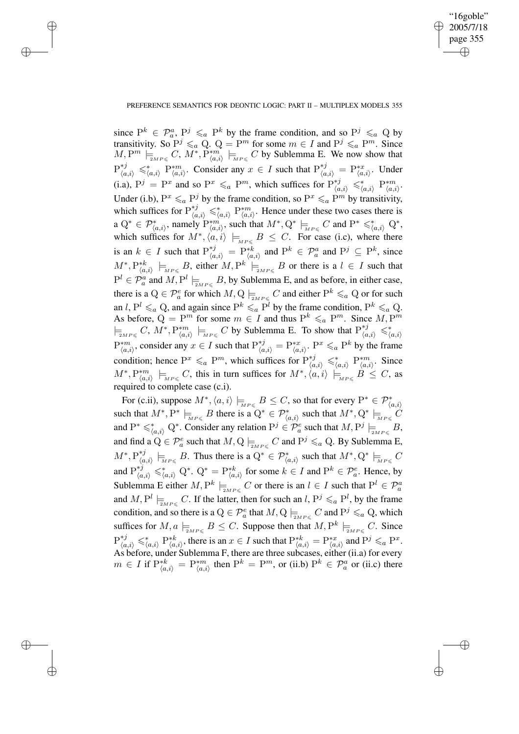since $\mathrm{P}^k \in \mathcal{P}^a_a$, $\mathrm{P}^j \leqslant_a \mathrm{P}^k$ by the frame condition, and so $\mathrm{P}^j \leqslant_a \mathrm{Q}$ by transitivity. So $\mathrm{P}^j \leqslant_a \mathrm{Q}$. $\mathrm{Q} = \mathrm{P}^m$ for some $m \in I$ and $\mathrm{P}^j \leqslant_a \mathrm{P}^m$. Since $M, \mathrm{P}^m \models_{_{2MP\leqslant}} C$, $M^*, \mathrm{P}^{*m}_{\langle a,i\rangle} \models_{_{MP\leqslant}} C$ by Sublemma E. We now show that $\mathrm{P}^{*j}_{\langle a,i\rangle} \leqslant^*_{\langle a,i\rangle} \mathrm{P}^{*m}_{\langle a,i\rangle}$. Consider any $x \in I$ such that $\mathrm{P}^{*j}_{\langle a,i\rangle} = \mathrm{P}^{*x}_{\langle a,i\rangle}$. Under (i.a), $\mathrm{P}^j = \mathrm{P}^x$ and so $\mathrm{P}^x \leqslant_a \mathrm{P}^m$, which suffices for $\mathrm{P}^{*j}_{\langle a,i\rangle} \leqslant^*_{\langle a,i\rangle} \mathrm{P}^{*m}_{\langle a,i\rangle}$. Under (i.b), $\mathrm{P}^x \leqslant_a \mathrm{P}^j$ by the frame condition, so $\mathrm{P}^x \leqslant_a \mathrm{P}^m$ by transitivity, which suffices for $\mathrm{P}^{*j}_{\langle a,i\rangle} \leqslant^*_{\langle a,i\rangle} \mathrm{P}^{*m}_{\langle a,i\rangle}$. Hence under these two cases there is a $\mathrm{Q}^* \in \mathcal{P}^*_{\langle a,i\rangle}$, namely $\mathrm{P}^{*m}_{\langle a,i\rangle}$, such that $M^*, \mathrm{Q}^* \models_{_{MP\leqslant}} C$ and $\mathrm{P}^* \leqslant^*_{\langle a,i\rangle} \mathrm{Q}^*$, which suffices for $M^*, \langle a, i\rangle \models_{_{MP\leqslant}} B \leq C$. For case (i.c), where there is an $k \in I$ such that $\mathrm{P}^{*j}_{\langle a,i\rangle} = \mathrm{P}^{*k}_{\langle a,i\rangle}$ and $\mathrm{P}^k \in \mathcal{P}^a_a$ and $\mathrm{P}^j \subseteq \mathrm{P}^k$, since $M^*, \mathrm{P}^{*k}_{\langle a,i\rangle} \models_{_{MP\leqslant}} B$, either $M, \mathrm{P}^k \models_{_{2MP\leqslant}} B$ or there is a $l \in I$ such that $\mathrm{P}^l \in \mathcal{P}^a_a$ and $M, \mathrm{P}^l \models_{_{2MP\leqslant}} B$, by Sublemma E, and as before, in either case, there is a $\mathrm{Q} \in \mathcal{P}^e_a$ for which $M, \mathrm{Q} \models_{_{2MP\leqslant}} C$ and either $\mathrm{P}^k \leqslant_a \mathrm{Q}$ or for such an $l$, $\mathrm{P}^l \leqslant_a \mathrm{Q}$, and again since $\mathrm{P}^k \leqslant_a \mathrm{P}^l$ by the frame condition, $\mathrm{P}^k \leqslant_a \mathrm{Q}$. As before, $\mathrm{Q} = \mathrm{P}^m$ for some $m \in I$ and thus $\mathrm{P}^k \leqslant_a \mathrm{P}^m$. Since $M, \mathrm{P}^m \models_{_{2MP\leqslant}} C$, $M^*, \mathrm{P}^{*m}_{\langle a,i\rangle} \models_{_{MP\leqslant}} C$ by Sublemma E. To show that $\mathrm{P}^{*j}_{\langle a,i\rangle} \leqslant^*_{\langle a,i\rangle} \mathrm{P}^{*m}_{\langle a,i\rangle}$, consider any $x \in I$ such that $\mathrm{P}^{*j}_{\langle a,i\rangle} = \mathrm{P}^{*x}_{\langle a,i\rangle}$. $\mathrm{P}^x \leqslant_a \mathrm{P}^k$ by the frame condition; hence $\mathrm{P}^x \leqslant_a \mathrm{P}^m$, which suffices for $\mathrm{P}^{*j}_{\langle a,i\rangle} \leqslant^*_{\langle a,i\rangle} \mathrm{P}^{*m}_{\langle a,i\rangle}$. Since $M^*, \mathrm{P}^{*m}_{\langle a,i\rangle} \models_{_{MP\leqslant}} C$, this in turn suffices for $M^*, \langle a, i\rangle \models_{_{MP\leqslant}} B \leq C$, as required to complete case (c.i).

For (c.ii), suppose $M^*, \langle a, i\rangle \models_{_{MP\leqslant}} B \leq C$, so that for every $\mathrm{P}^* \in \mathcal{P}^*_{\langle a,i\rangle}$ such that $M^*, \mathrm{P}^* \models_{_{MP\leqslant}} B$ there is a $\mathrm{Q}^* \in \mathcal{P}^*_{\langle a,i\rangle}$ such that $M^*, \mathrm{Q}^* \models_{_{MP\leqslant}} C$ and $\mathrm{P}^* \leqslant^*_{\langle a,i\rangle} \mathrm{Q}^*$. Consider any relation $\mathrm{P}^j \in \mathcal{P}^e_a$ such that $M, \mathrm{P}^j \models_{_{2MP\leqslant}} B$, and find a $\mathrm{Q} \in \mathcal{P}^e_a$ such that $M, \mathrm{Q} \models_{_{2MP\leqslant}} C$ and $\mathrm{P}^j \leqslant_a \mathrm{Q}$. By Sublemma E, $M^*, \mathrm{P}^{*j}_{\langle a,i\rangle} \models_{_{MP\leqslant}} B$. Thus there is a $\mathrm{Q}^* \in \mathcal{P}^*_{\langle a,i\rangle}$ such that $M^*, \mathrm{Q}^* \models_{_{MP\leqslant}} C$ and $\mathrm{P}^{*j}_{\langle a,i\rangle} \leqslant^*_{\langle a,i\rangle} \mathrm{Q}^*$. $\mathrm{Q}^* = \mathrm{P}^{*k}_{\langle a,i\rangle}$ for some $k \in I$ and $\mathrm{P}^k \in \mathcal{P}^e_a$. Hence, by Sublemma E either $M, \mathrm{P}^k \models_{_{2MP\leqslant}} C$ or there is an $l \in I$ such that $\mathrm{P}^l \in \mathcal{P}^a_a$ and $M, \mathrm{P}^l \models_{_{2MP\leqslant}} C$. If the latter, then for such an $l$, $\mathrm{P}^j \leqslant_a \mathrm{P}^l$, by the frame condition, and so there is a $\mathrm{Q} \in \mathcal{P}^e_a$ that $M, \mathrm{Q} \models_{_{2MP\leqslant}} C$ and $\mathrm{P}^j \leqslant_a \mathrm{Q}$, which suffices for $M, a \models_{_{2MP\leqslant}} B \leq C$. Suppose then that $M, \mathrm{P}^k \models_{_{2MP\leqslant}} C$. Since $\mathrm{P}^{*j}_{\langle a,i\rangle} \leqslant^*_{\langle a,i\rangle} \mathrm{P}^{*k}_{\langle a,i\rangle}$, there is an $x \in I$ such that $\mathrm{P}^{*k}_{\langle a,i\rangle} = \mathrm{P}^{*x}_{\langle a,i\rangle}$ and $\mathrm{P}^j \leqslant_a \mathrm{P}^x$. As before, under Sublemma F, there are three subcases, either (ii.a) for every $m \in I$ if $\mathrm{P}^{*k}_{\langle a,i\rangle} = \mathrm{P}^{*m}_{\langle a,i\rangle}$ then $\mathrm{P}^k = \mathrm{P}^m$, or (ii.b) $\mathrm{P}^k \in \mathcal{P}^a_a$ or (ii.c) there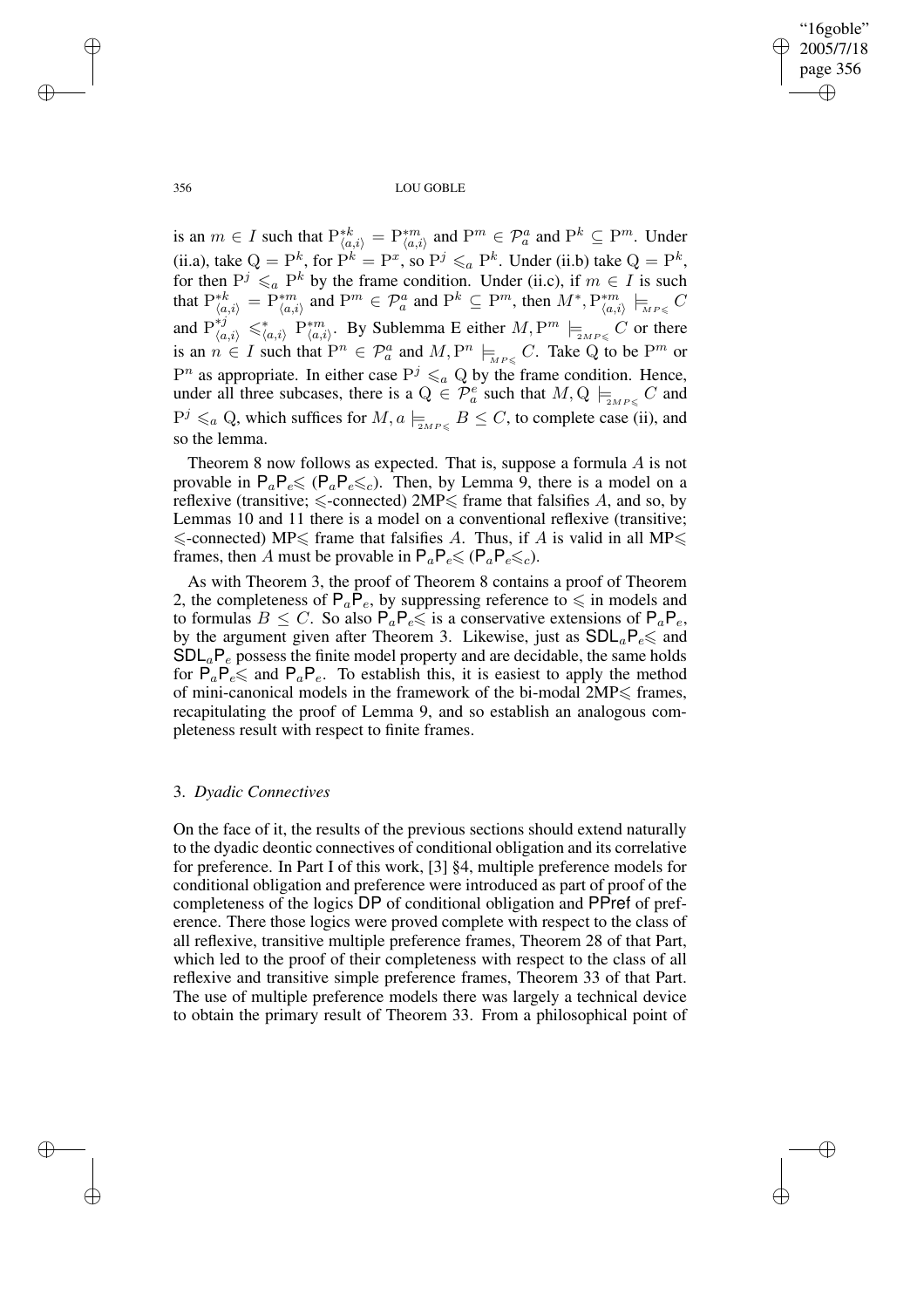is an $m \in I$ such that $\mathrm{P}^{*k}_{\langle a,i\rangle} = \mathrm{P}^{*m}_{\langle a,i\rangle}$ and $\mathrm{P}^m \in \mathcal{P}^a_a$ and $\mathrm{P}^k \subseteq \mathrm{P}^m$. Under (ii.a), take $\mathrm{Q} = \mathrm{P}^k$, for $\mathrm{P}^k = \mathrm{P}^x$, so $\mathrm{P}^j \leqslant_a \mathrm{P}^k$. Under (ii.b) take $\mathrm{Q} = \mathrm{P}^k$, for then $\mathrm{P}^j \leqslant_a \mathrm{P}^k$ by the frame condition. Under (ii.c), if $m \in I$ is such that $\mathrm{P}^{*k}_{\langle a,i\rangle} = \mathrm{P}^{*m}_{\langle a,i\rangle}$ and $\mathrm{P}^m \in \mathcal{P}^a_a$ and $\mathrm{P}^k \subseteq \mathrm{P}^m$, then $M^*, \mathrm{P}^{*m}_{\langle a,i\rangle} \models_{_{MP\leqslant}} C$ and $\mathrm{P}^{*j}_{\langle a,i\rangle} \leqslant^*_{\langle a,i\rangle} \mathrm{P}^{*m}_{\langle a,i\rangle}$. By Sublemma E either $M, \mathrm{P}^m \models_{_{2MP\leqslant}} C$ or there is an $n \in I$ such that $\mathrm{P}^n \in \mathcal{P}^a_a$ and $M, \mathrm{P}^n \models_{_{MP\leqslant}} C$. Take Q to be $\mathrm{P}^m$ or $\mathrm{P}^n$ as appropriate. In either case $\mathrm{P}^j \leqslant_a \mathrm{Q}$ by the frame condition. Hence, under all three subcases, there is a $\mathrm{Q} \in \mathcal{P}^e_a$ such that $M, \mathrm{Q} \models_{_{2MP\leqslant}} C$ and $\mathrm{P}^j \leqslant_a \mathrm{Q}$, which suffices for $M, a \models_{_{2MP\leqslant}} B \leq C$, to complete case (ii), and so the lemma.

Theorem 8 now follows as expected. That is, suppose a formula $A$ is not provable in $\mathsf{P}_a\mathsf{P}_e\!\leqslant$ ($\mathsf{P}_a\mathsf{P}_e\!\leqslant_c$). Then, by Lemma 9, there is a model on a reflexive (transitive; $\leqslant$-connected) 2MP$\leqslant$ frame that falsifies $A$, and so, by Lemmas 10 and 11 there is a model on a conventional reflexive (transitive; $\leqslant$-connected) MP$\leqslant$ frame that falsifies $A$. Thus, if $A$ is valid in all MP$\leqslant$ frames, then $A$ must be provable in $\mathsf{P}_a\mathsf{P}_e\!\leqslant$ ($\mathsf{P}_a\mathsf{P}_e\!\leqslant_c$).

As with Theorem 3, the proof of Theorem 8 contains a proof of Theorem 2, the completeness of $\mathsf{P}_a\mathsf{P}_e$, by suppressing reference to $\leqslant$ in models and to formulas $B \leq C$. So also $\mathsf{P}_a\mathsf{P}_e\!\leqslant$ is a conservative extensions of $\mathsf{P}_a\mathsf{P}_e$, by the argument given after Theorem 3. Likewise, just as $\mathsf{SDL}_a\mathsf{P}_e\!\leqslant$ and $\mathsf{SDL}_a\mathsf{P}_e$ possess the finite model property and are decidable, the same holds for $\mathsf{P}_a\mathsf{P}_e\!\leqslant$ and $\mathsf{P}_a\mathsf{P}_e$. To establish this, it is easiest to apply the method of mini-canonical models in the framework of the bi-modal 2MP$\leqslant$ frames, recapitulating the proof of Lemma 9, and so establish an analogous completeness result with respect to finite frames.

### 3. *Dyadic Connectives*

On the face of it, the results of the previous sections should extend naturally to the dyadic deontic connectives of conditional obligation and its correlative for preference. In Part I of this work, [3] §4, multiple preference models for conditional obligation and preference were introduced as part of proof of the completeness of the logics DP of conditional obligation and PPref of preference. There those logics were proved complete with respect to the class of all reflexive, transitive multiple preference frames, Theorem 28 of that Part, which led to the proof of their completeness with respect to the class of all reflexive and transitive simple preference frames, Theorem 33 of that Part. The use of multiple preference models there was largely a technical device to obtain the primary result of Theorem 33. From a philosophical point of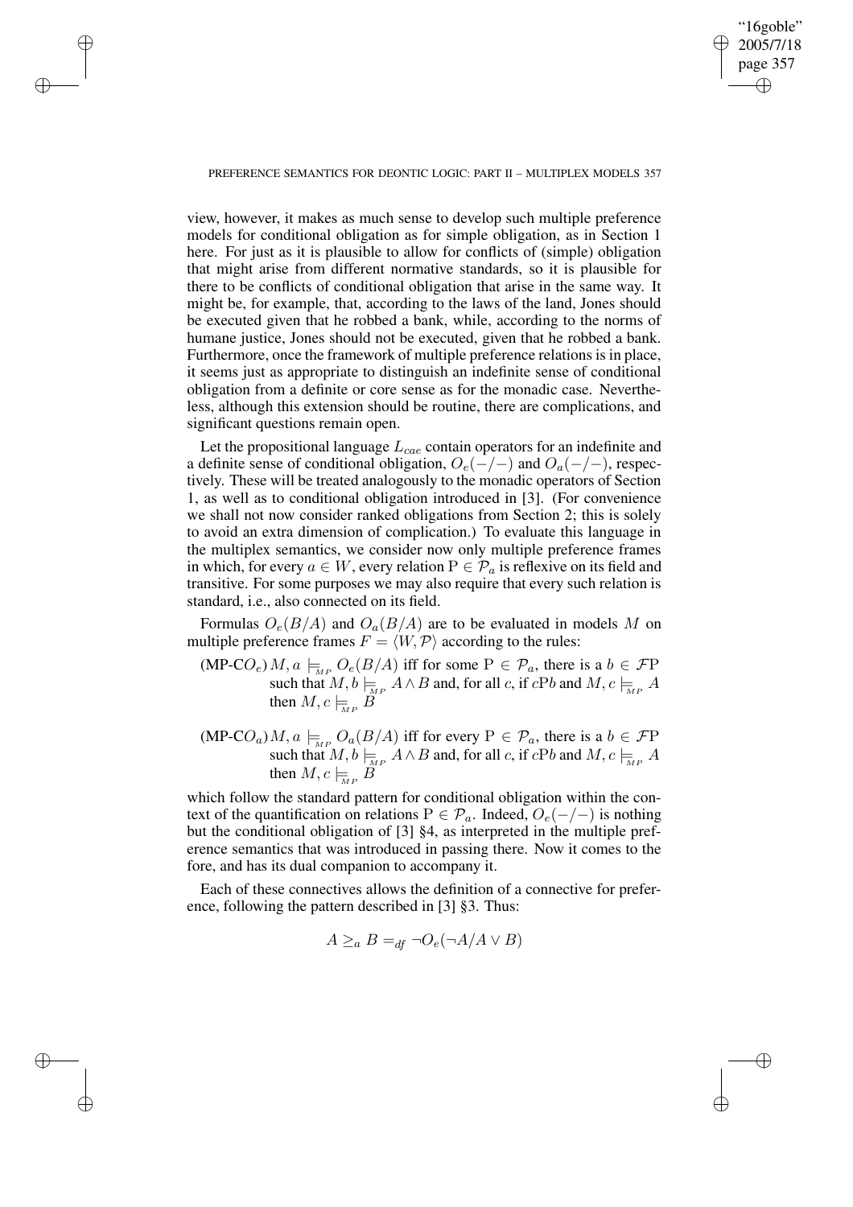view, however, it makes as much sense to develop such multiple preference models for conditional obligation as for simple obligation, as in Section 1 here. For just as it is plausible to allow for conflicts of (simple) obligation that might arise from different normative standards, so it is plausible for there to be conflicts of conditional obligation that arise in the same way. It might be, for example, that, according to the laws of the land, Jones should be executed given that he robbed a bank, while, according to the norms of humane justice, Jones should not be executed, given that he robbed a bank. Furthermore, once the framework of multiple preference relations is in place, it seems just as appropriate to distinguish an indefinite sense of conditional obligation from a definite or core sense as for the monadic case. Nevertheless, although this extension should be routine, there are complications, and significant questions remain open.

Let the propositional language $L_{cae}$ contain operators for an indefinite and a definite sense of conditional obligation, $O_e(-/-)$ and $O_a(-/-)$, respectively. These will be treated analogously to the monadic operators of Section 1, as well as to conditional obligation introduced in [3]. (For convenience we shall not now consider ranked obligations from Section 2; this is solely to avoid an extra dimension of complication.) To evaluate this language in the multiplex semantics, we consider now only multiple preference frames in which, for every $a \in W$, every relation $\mathrm{P} \in \mathcal{P}_a$ is reflexive on its field and transitive. For some purposes we may also require that every such relation is standard, i.e., also connected on its field.

Formulas $O_e(B/A)$ and $O_a(B/A)$ are to be evaluated in models $M$ on multiple preference frames $F = \langle W, \mathcal{P}\rangle$ according to the rules:

(MP-C$O_e$) $M, a \models_{MP} O_e(B/A)$ iff for some $\mathrm{P} \in \mathcal{P}_a$, there is a $b \in \mathcal{F}\mathrm{P}$ such that $M, b \models_{MP} A \wedge B$ and, for all $c$, if $c\mathrm{P}b$ and $M, c \models_{MP} A$ then $M, c \models_{MP} B$

(MP-C$O_a$) $M, a \models_{MP} O_a(B/A)$ iff for every $\mathrm{P} \in \mathcal{P}_a$, there is a $b \in \mathcal{F}\mathrm{P}$ such that $M, b \models_{MP} A \wedge B$ and, for all $c$, if $c\mathrm{P}b$ and $M, c \models_{MP} A$ then $M, c \models_{MP} B$

which follow the standard pattern for conditional obligation within the context of the quantification on relations $\mathrm{P} \in \mathcal{P}_a$. Indeed, $O_e(-/-)$ is nothing but the conditional obligation of [3] §4, as interpreted in the multiple preference semantics that was introduced in passing there. Now it comes to the fore, and has its dual companion to accompany it.

Each of these connectives allows the definition of a connective for preference, following the pattern described in [3] §3. Thus:

$$A \geq_a B =_{df} \neg O_e(\neg A / A \vee B)$$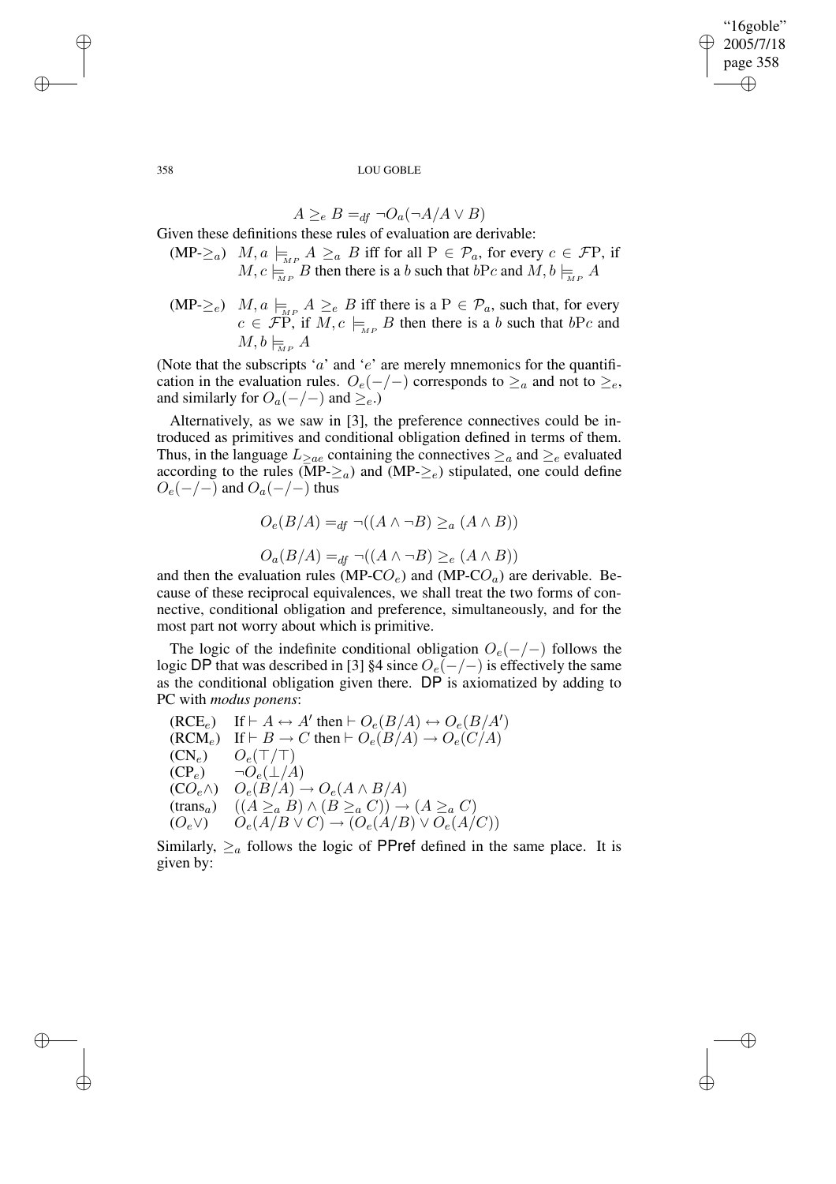$$A \geq_e B =_{df} \neg O_a(\neg A / A \vee B)$$

Given these definitions these rules of evaluation are derivable:

(MP-$\geq_a$) $M, a \models_{MP} A \geq_a B$ iff for all $\mathrm{P} \in \mathcal{P}_a$, for every $c \in \mathcal{F}\mathrm{P}$, if $M, c \models_{MP} B$ then there is a $b$ such that $b\mathrm{P}c$ and $M, b \models_{MP} A$

(MP-$\geq_e$) $M, a \models_{MP} A \geq_e B$ iff there is a $\mathrm{P} \in \mathcal{P}_a$, such that, for every $c \in \mathcal{F}\mathrm{P}$, if $M, c \models_{MP} B$ then there is a $b$ such that $b\mathrm{P}c$ and $M, b \models_{MP} A$

(Note that the subscripts '$a$' and '$e$' are merely mnemonics for the quantification in the evaluation rules. $O_e(-/-)$ corresponds to $\geq_a$ and not to $\geq_e$, and similarly for $O_a(-/-)$ and $\geq_e$.)

Alternatively, as we saw in [3], the preference connectives could be introduced as primitives and conditional obligation defined in terms of them. Thus, in the language $L_{\geq ae}$ containing the connectives $\geq_a$ and $\geq_e$ evaluated according to the rules (MP-$\geq_a$) and (MP-$\geq_e$) stipulated, one could define $O_e(-/-)$ and $O_a(-/-)$ thus

$$O_e(B/A) =_{df} \neg((A \wedge \neg B) \geq_a (A \wedge B))$$

$$O_a(B/A) =_{df} \neg((A \wedge \neg B) \geq_e (A \wedge B))$$

and then the evaluation rules (MP-C$O_e$) and (MP-C$O_a$) are derivable. Because of these reciprocal equivalences, we shall treat the two forms of connective, conditional obligation and preference, simultaneously, and for the most part not worry about which is primitive.

The logic of the indefinite conditional obligation $O_e(-/-)$ follows the logic DP that was described in [3] §4 since $O_e(-/-)$ is effectively the same as the conditional obligation given there. DP is axiomatized by adding to PC with *modus ponens*:

(RCE$_e$) If $\vdash A \leftrightarrow A'$ then $\vdash O_e(B/A) \leftrightarrow O_e(B/A')$
(RCM$_e$) If $\vdash B \rightarrow C$ then $\vdash O_e(B/A) \rightarrow O_e(C/A)$
(CN$_e$) $O_e(\top/\top)$
(CP$_e$) $\neg O_e(\bot/A)$
(C$O_e\wedge$) $O_e(B/A) \rightarrow O_e(A \wedge B/A)$
(trans$_a$) $((A \geq_a B) \wedge (B \geq_a C)) \rightarrow (A \geq_a C)$
($O_e\vee$) $O_e(A/B \vee C) \rightarrow (O_e(A/B) \vee O_e(A/C))$

Similarly, $\geq_a$ follows the logic of PPref defined in the same place. It is given by: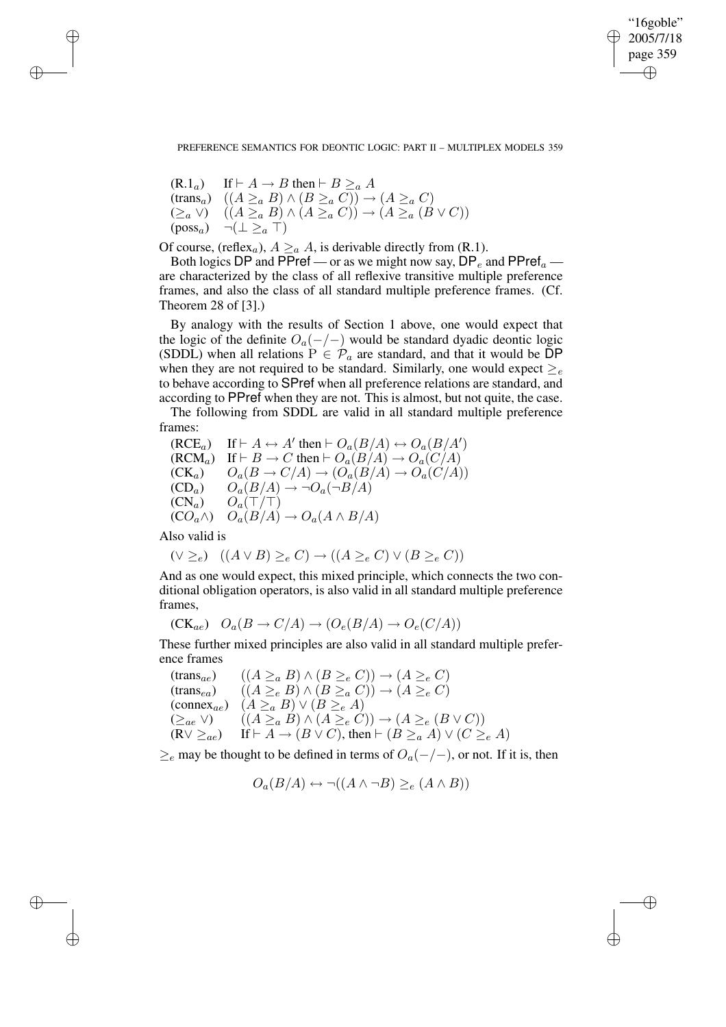| | |
|---|---|
| $(\mathrm{R.1}_a)$ | If $\vdash A \to B$ then $\vdash B \geq_a A$ |
| $(\mathrm{trans}_a)$ | $((A \geq_a B) \wedge (B \geq_a C)) \to (A \geq_a C)$ |
| $(\geq_a \vee)$ | $((A \geq_a B) \wedge (A \geq_a C)) \to (A \geq_a (B \vee C))$ |
| $(\mathrm{poss}_a)$ | $\neg(\bot \geq_a \top)$ |

Of course, $(\mathrm{reflex}_a)$, $A \geq_a A$, is derivable directly from (R.1).

Both logics DP and PPref — or as we might now say, $\mathsf{DP}_e$ and $\mathsf{PPref}_a$ — are characterized by the class of all reflexive transitive multiple preference frames, and also the class of all standard multiple preference frames. (Cf. Theorem 28 of [3].)

By analogy with the results of Section 1 above, one would expect that the logic of the definite $O_a(-/-)$ would be standard dyadic deontic logic (SDDL) when all relations $\mathrm{P} \in \mathcal{P}_a$ are standard, and that it would be DP when they are not required to be standard. Similarly, one would expect $\geq_e$ to behave according to SPref when all preference relations are standard, and according to PPref when they are not. This is almost, but not quite, the case.

The following from SDDL are valid in all standard multiple preference frames:

| | |
|---|---|
| $(\mathrm{RCE}_a)$ | If $\vdash A \leftrightarrow A'$ then $\vdash O_a(B/A) \leftrightarrow O_a(B/A')$ |
| $(\mathrm{RCM}_a)$ | If $\vdash B \to C$ then $\vdash O_a(B/A) \to O_a(C/A)$ |
| $(\mathrm{CK}_a)$ | $O_a(B \to C/A) \to (O_a(B/A) \to O_a(C/A))$ |
| $(\mathrm{CD}_a)$ | $O_a(B/A) \to \neg O_a(\neg B/A)$ |
| $(\mathrm{CN}_a)$ | $O_a(\top/\top)$ |
| $(\mathrm{C}O_a\wedge)$ | $O_a(B/A) \to O_a(A \wedge B/A)$ |

Also valid is

$$(\vee \geq_e) \quad ((A \vee B) \geq_e C) \to ((A \geq_e C) \vee (B \geq_e C))$$

And as one would expect, this mixed principle, which connects the two conditional obligation operators, is also valid in all standard multiple preference frames,

$$(\mathrm{CK}_{ae}) \quad O_a(B \to C/A) \to (O_e(B/A) \to O_e(C/A))$$

These further mixed principles are also valid in all standard multiple preference frames

| | |
|---|---|
| $(\mathrm{trans}_{ae})$ | $((A \geq_a B) \wedge (B \geq_e C)) \to (A \geq_e C)$ |
| $(\mathrm{trans}_{ea})$ | $((A \geq_e B) \wedge (B \geq_a C)) \to (A \geq_e C)$ |
| $(\mathrm{connex}_{ae})$ | $(A \geq_a B) \vee (B \geq_e A)$ |
| $(\geq_{ae} \vee)$ | $((A \geq_a B) \wedge (A \geq_e C)) \to (A \geq_e (B \vee C))$ |
| $(\mathrm{R}\vee \geq_{ae})$ | If $\vdash A \to (B \vee C)$, then $\vdash (B \geq_a A) \vee (C \geq_e A)$ |

$\geq_e$ may be thought to be defined in terms of $O_a(-/-)$, or not. If it is, then

$$O_a(B/A) \leftrightarrow \neg((A \wedge \neg B) \geq_e (A \wedge B))$$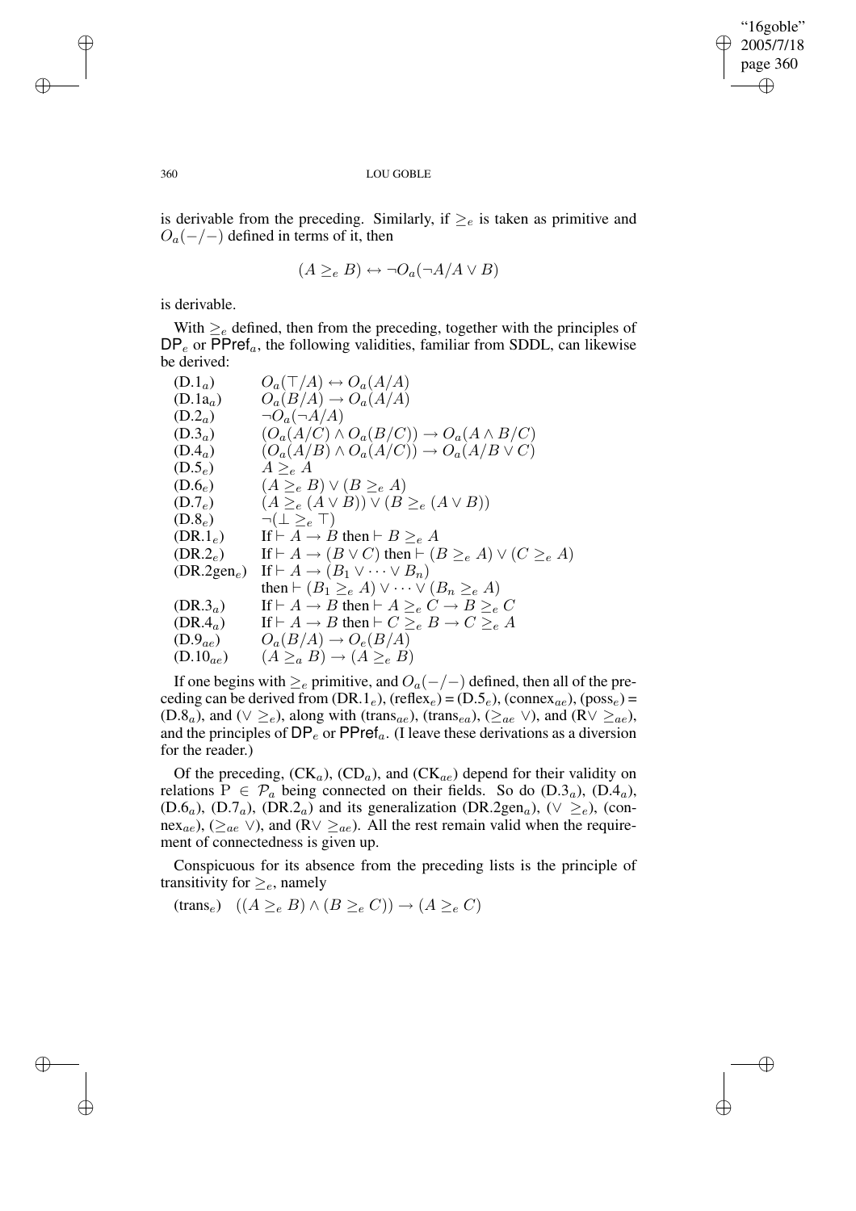is derivable from the preceding. Similarly, if $\geq_e$ is taken as primitive and $O_a(-/-)$ defined in terms of it, then

$$(A \geq_e B) \leftrightarrow \neg O_a(\neg A/A \vee B)$$

is derivable.

With $\geq_e$ defined, then from the preceding, together with the principles of $\mathsf{DP}_e$ or $\mathsf{PPref}_a$, the following validities, familiar from SDDL, can likewise be derived:

| | |
|---|---|
| (D.1$_a$) | $O_a(\top/A) \leftrightarrow O_a(A/A)$ |
| (D.1a$_a$) | $O_a(B/A) \rightarrow O_a(A/A)$ |
| (D.2$_a$) | $\neg O_a(\neg A/A)$ |
| (D.3$_a$) | $(O_a(A/C) \wedge O_a(B/C)) \rightarrow O_a(A \wedge B/C)$ |
| (D.4$_a$) | $(O_a(A/B) \wedge O_a(A/C)) \rightarrow O_a(A/B \vee C)$ |
| (D.5$_e$) | $A \geq_e A$ |
| (D.6$_e$) | $(A \geq_e B) \vee (B \geq_e A)$ |
| (D.7$_e$) | $(A \geq_e (A \vee B)) \vee (B \geq_e (A \vee B))$ |
| (D.8$_e$) | $\neg(\bot \geq_e \top)$ |
| (DR.1$_e$) | If $\vdash A \rightarrow B$ then $\vdash B \geq_e A$ |
| (DR.2$_e$) | If $\vdash A \rightarrow (B \vee C)$ then $\vdash (B \geq_e A) \vee (C \geq_e A)$ |
| (DR.2gen$_e$) | If $\vdash A \rightarrow (B_1 \vee \cdots \vee B_n)$ then $\vdash (B_1 \geq_e A) \vee \cdots \vee (B_n \geq_e A)$ |
| (DR.3$_a$) | If $\vdash A \rightarrow B$ then $\vdash A \geq_e C \rightarrow B \geq_e C$ |
| (DR.4$_a$) | If $\vdash A \rightarrow B$ then $\vdash C \geq_e B \rightarrow C \geq_e A$ |
| (D.9$_{ae}$) | $O_a(B/A) \rightarrow O_e(B/A)$ |
| (D.10$_{ae}$) | $(A \geq_a B) \rightarrow (A \geq_e B)$ |

If one begins with $\geq_e$ primitive, and $O_a(-/-)$ defined, then all of the preceding can be derived from (DR.1$_e$), (reflex$_e$) = (D.5$_e$), (connex$_{ae}$), (poss$_e$) = (D.8$_a$), and ($\vee \geq_e$), along with (trans$_{ae}$), (trans$_{ea}$), ($\geq_{ae} \vee$), and (R$\vee \geq_{ae}$), and the principles of $\mathsf{DP}_e$ or $\mathsf{PPref}_a$. (I leave these derivations as a diversion for the reader.)

Of the preceding, (CK$_a$), (CD$_a$), and (CK$_{ae}$) depend for their validity on relations $\mathrm{P} \in \mathcal{P}_a$ being connected on their fields. So do (D.3$_a$), (D.4$_a$), (D.6$_a$), (D.7$_a$), (DR.2$_a$) and its generalization (DR.2gen$_a$), ($\vee \geq_e$), (connex$_{ae}$), ($\geq_{ae} \vee$), and (R$\vee \geq_{ae}$). All the rest remain valid when the requirement of connectedness is given up.

Conspicuous for its absence from the preceding lists is the principle of transitivity for $\geq_e$, namely

(trans$_e$) $\quad ((A \geq_e B) \wedge (B \geq_e C)) \rightarrow (A \geq_e C)$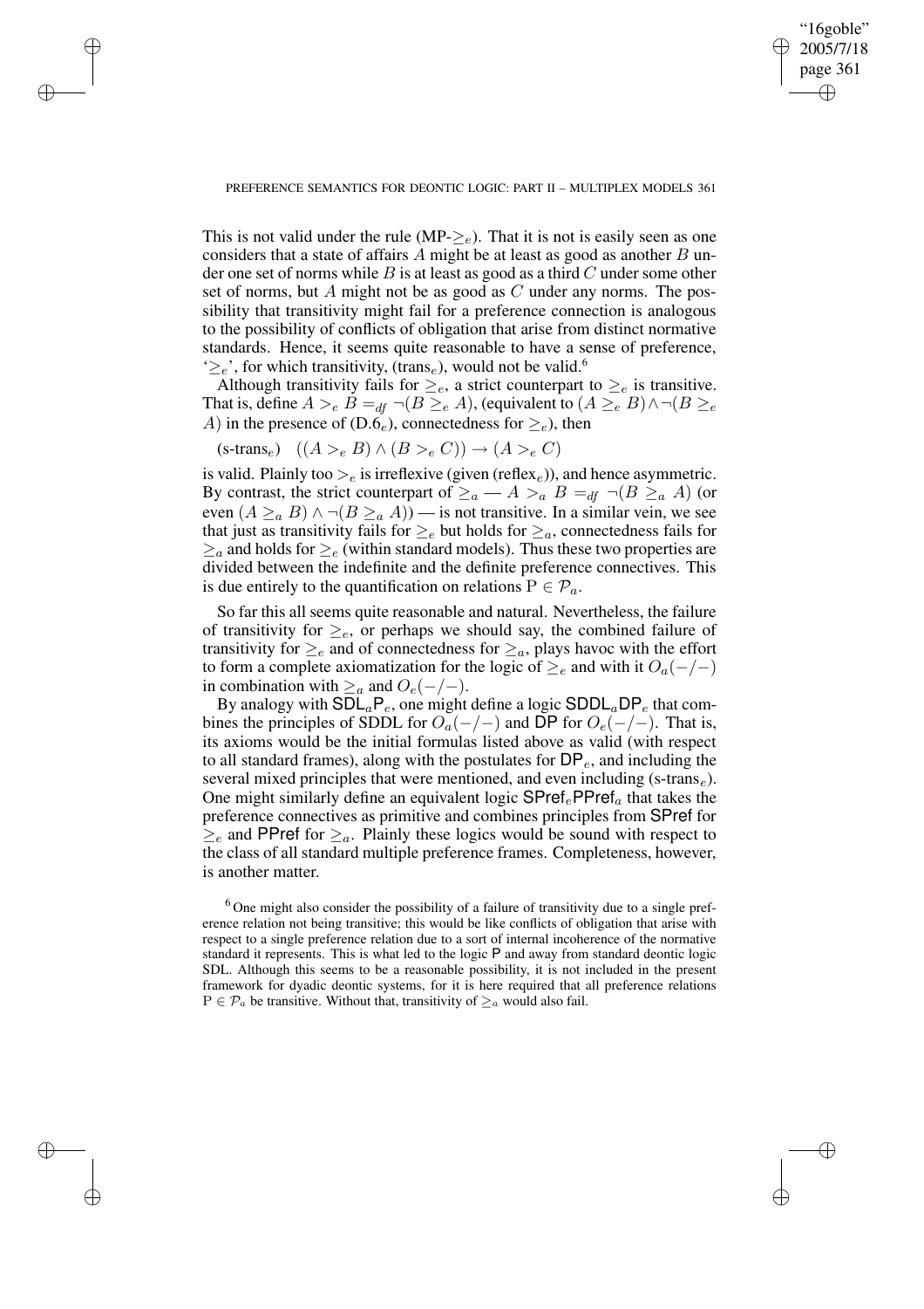This is not valid under the rule (MP-$\geq_e$). That it is not is easily seen as one considers that a state of affairs $A$ might be at least as good as another $B$ under one set of norms while $B$ is at least as good as a third $C$ under some other set of norms, but $A$ might not be as good as $C$ under any norms. The possibility that transitivity might fail for a preference connection is analogous to the possibility of conflicts of obligation that arise from distinct normative standards. Hence, it seems quite reasonable to have a sense of preference, '$\geq_e$', for which transitivity, (trans$_e$), would not be valid.[6]

Although transitivity fails for $\geq_e$, a strict counterpart to $\geq_e$ is transitive. That is, define $A >_e B =_{df} \neg(B \geq_e A)$, (equivalent to $(A \geq_e B) \wedge \neg(B \geq_e A)$ in the presence of (D.6$_e$), connectedness for $\geq_e$), then

(s-trans$_e$) $\quad ((A >_e B) \wedge (B >_e C)) \rightarrow (A >_e C)$

is valid. Plainly too $>_e$ is irreflexive (given (reflex$_e$)), and hence asymmetric. By contrast, the strict counterpart of $\geq_a$ — $A >_a B =_{df} \neg(B \geq_a A)$ (or even $(A \geq_a B) \wedge \neg(B \geq_a A)$) — is not transitive. In a similar vein, we see that just as transitivity fails for $\geq_e$ but holds for $\geq_a$, connectedness fails for $\geq_a$ and holds for $\geq_e$ (within standard models). Thus these two properties are divided between the indefinite and the definite preference connectives. This is due entirely to the quantification on relations $\mathrm{P} \in \mathcal{P}_a$.

So far this all seems quite reasonable and natural. Nevertheless, the failure of transitivity for $\geq_e$, or perhaps we should say, the combined failure of transitivity for $\geq_e$ and of connectedness for $\geq_a$, plays havoc with the effort to form a complete axiomatization for the logic of $\geq_e$ and with it $O_a(-/-)$ in combination with $\geq_a$ and $O_e(-/-)$.

By analogy with $\mathsf{SDL}_a\mathsf{P}_e$, one might define a logic $\mathsf{SDDL}_a\mathsf{DP}_e$ that combines the principles of SDDL for $O_a(-/-)$ and $\mathsf{DP}$ for $O_e(-/-)$. That is, its axioms would be the initial formulas listed above as valid (with respect to all standard frames), along with the postulates for $\mathsf{DP}_e$, and including the several mixed principles that were mentioned, and even including (s-trans$_e$). One might similarly define an equivalent logic $\mathsf{SPref}_e\mathsf{PPref}_a$ that takes the preference connectives as primitive and combines principles from $\mathsf{SPref}$ for $\geq_e$ and $\mathsf{PPref}$ for $\geq_a$. Plainly these logics would be sound with respect to the class of all standard multiple preference frames. Completeness, however, is another matter.

[6] One might also consider the possibility of a failure of transitivity due to a single preference relation not being transitive; this would be like conflicts of obligation that arise with respect to a single preference relation due to a sort of internal incoherence of the normative standard it represents. This is what led to the logic $\mathsf{P}$ and away from standard deontic logic SDL. Although this seems to be a reasonable possibility, it is not included in the present framework for dyadic deontic systems, for it is here required that all preference relations $\mathrm{P} \in \mathcal{P}_a$ be transitive. Without that, transitivity of $\geq_a$ would also fail.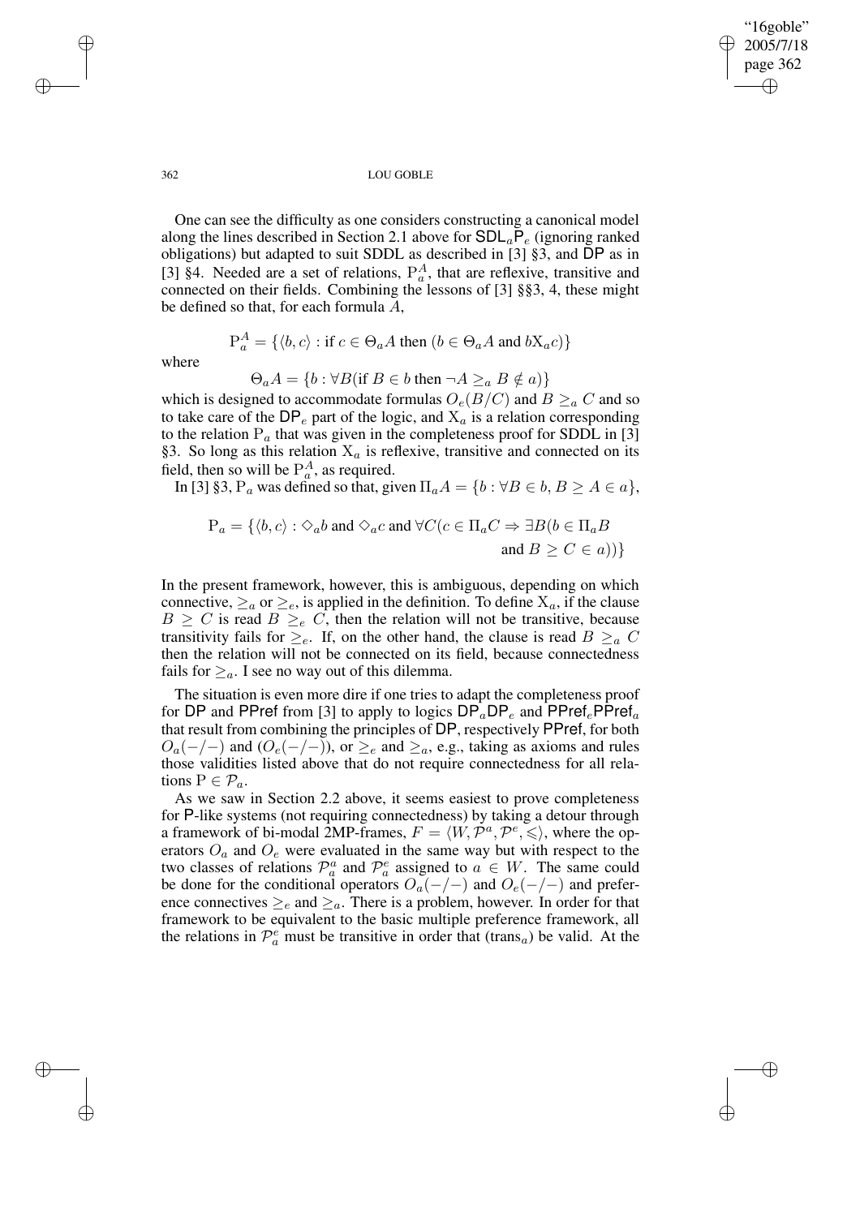One can see the difficulty as one considers constructing a canonical model along the lines described in Section 2.1 above for $\mathsf{SDL}_a\mathsf{P}_e$ (ignoring ranked obligations) but adapted to suit SDDL as described in [3] §3, and $\mathsf{DP}$ as in [3] §4. Needed are a set of relations, $\mathrm{P}_a^A$, that are reflexive, transitive and connected on their fields. Combining the lessons of [3] §§3, 4, these might be defined so that, for each formula $A$,

$$\mathrm{P}_a^A = \{\langle b, c\rangle : \text{if } c \in \Theta_a A \text{ then } (b \in \Theta_a A \text{ and } b\mathrm{X}_a c)\}$$

where

$$\Theta_a A = \{b : \forall B(\text{if } B \in b \text{ then } \neg A \geq_a B \notin a)\}$$

which is designed to accommodate formulas $O_e(B/C)$ and $B \geq_a C$ and so to take care of the $\mathsf{DP}_e$ part of the logic, and $\mathrm{X}_a$ is a relation corresponding to the relation $\mathrm{P}_a$ that was given in the completeness proof for SDDL in [3] §3. So long as this relation $\mathrm{X}_a$ is reflexive, transitive and connected on its field, then so will be $\mathrm{P}_a^A$, as required.

In [3] §3, $\mathrm{P}_a$ was defined so that, given $\Pi_a A = \{b : \forall B \in b, B \geq A \in a\}$,

$$\mathrm{P}_a = \{\langle b, c\rangle : \Diamond_a b \text{ and } \Diamond_a c \text{ and } \forall C(c \in \Pi_a C \Rightarrow \exists B(b \in \Pi_a B \text{ and } B \geq C \in a))\}$$

In the present framework, however, this is ambiguous, depending on which connective, $\geq_a$ or $\geq_e$, is applied in the definition. To define $\mathrm{X}_a$, if the clause $B \geq C$ is read $B \geq_e C$, then the relation will not be transitive, because transitivity fails for $\geq_e$. If, on the other hand, the clause is read $B \geq_a C$ then the relation will not be connected on its field, because connectedness fails for $\geq_a$. I see no way out of this dilemma.

The situation is even more dire if one tries to adapt the completeness proof for $\mathsf{DP}$ and $\mathsf{PPref}$ from [3] to apply to logics $\mathsf{DP}_a\mathsf{DP}_e$ and $\mathsf{PPref}_e\mathsf{PPref}_a$ that result from combining the principles of $\mathsf{DP}$, respectively $\mathsf{PPref}$, for both $O_a(-/-)$ and $(O_e(-/-))$, or $\geq_e$ and $\geq_a$, e.g., taking as axioms and rules those validities listed above that do not require connectedness for all relations $\mathrm{P} \in \mathcal{P}_a$.

As we saw in Section 2.2 above, it seems easiest to prove completeness for $\mathsf{P}$-like systems (not requiring connectedness) by taking a detour through a framework of bi-modal 2MP-frames, $F = \langle W, \mathcal{P}^a, \mathcal{P}^e, \leqslant\rangle$, where the operators $O_a$ and $O_e$ were evaluated in the same way but with respect to the two classes of relations $\mathcal{P}_a^a$ and $\mathcal{P}_a^e$ assigned to $a \in W$. The same could be done for the conditional operators $O_a(-/-)$ and $O_e(-/-)$ and preference connectives $\geq_e$ and $\geq_a$. There is a problem, however. In order for that framework to be equivalent to the basic multiple preference framework, all the relations in $\mathcal{P}_a^e$ must be transitive in order that (trans$_a$) be valid. At the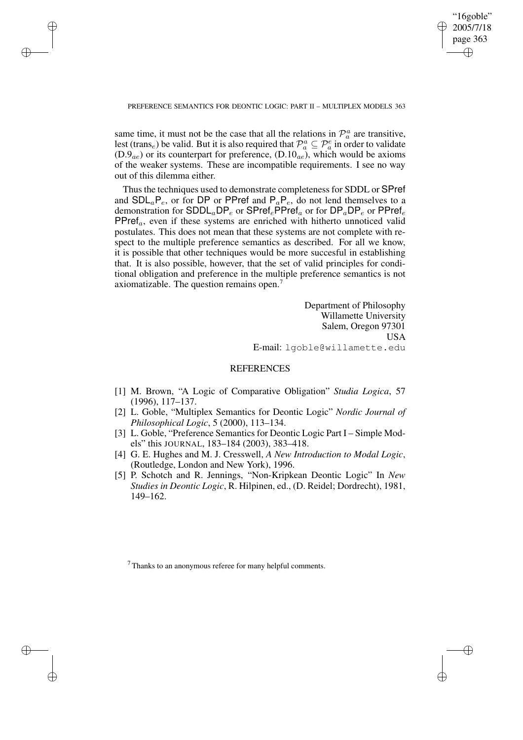same time, it must not be the case that all the relations in $\mathcal{P}_a^a$ are transitive, lest (trans$_e$) be valid. But it is also required that $\mathcal{P}_a^a \subseteq \mathcal{P}_a^e$ in order to validate (D.9$_{ae}$) or its counterpart for preference, (D.10$_{ae}$), which would be axioms of the weaker systems. These are incompatible requirements. I see no way out of this dilemma either.

Thus the techniques used to demonstrate completeness for SDDL or $\mathsf{SPref}$ and $\mathsf{SDL}_a\mathsf{P}_e$, or for $\mathsf{DP}$ or $\mathsf{PPref}$ and $\mathsf{P}_a\mathsf{P}_e$, do not lend themselves to a demonstration for $\mathsf{SDDL}_a\mathsf{DP}_e$ or $\mathsf{SPref}_e\mathsf{PPref}_a$ or for $\mathsf{DP}_a\mathsf{DP}_e$ or $\mathsf{PPref}_e$ $\mathsf{PPref}_a$, even if these systems are enriched with hitherto unnoticed valid postulates. This does not mean that these systems are not complete with respect to the multiple preference semantics as described. For all we know, it is possible that other techniques would be more succesful in establishing that. It is also possible, however, that the set of valid principles for conditional obligation and preference in the multiple preference semantics is not axiomatizable. The question remains open.[7]

Department of Philosophy
Willamette University
Salem, Oregon 97301
USA
E-mail: lgoble@willamette.edu

## REFERENCES

[1] M. Brown, "A Logic of Comparative Obligation" *Studia Logica*, 57 (1996), 117–137.

[2] L. Goble, "Multiplex Semantics for Deontic Logic" *Nordic Journal of Philosophical Logic*, 5 (2000), 113–134.

[3] L. Goble, "Preference Semantics for Deontic Logic Part I – Simple Models" this JOURNAL, 183–184 (2003), 383–418.

[4] G. E. Hughes and M. J. Cresswell, *A New Introduction to Modal Logic*, (Routledge, London and New York), 1996.

[5] P. Schotch and R. Jennings, "Non-Kripkean Deontic Logic" In *New Studies in Deontic Logic*, R. Hilpinen, ed., (D. Reidel; Dordrecht), 1981, 149–162.

[7] Thanks to an anonymous referee for many helpful comments.